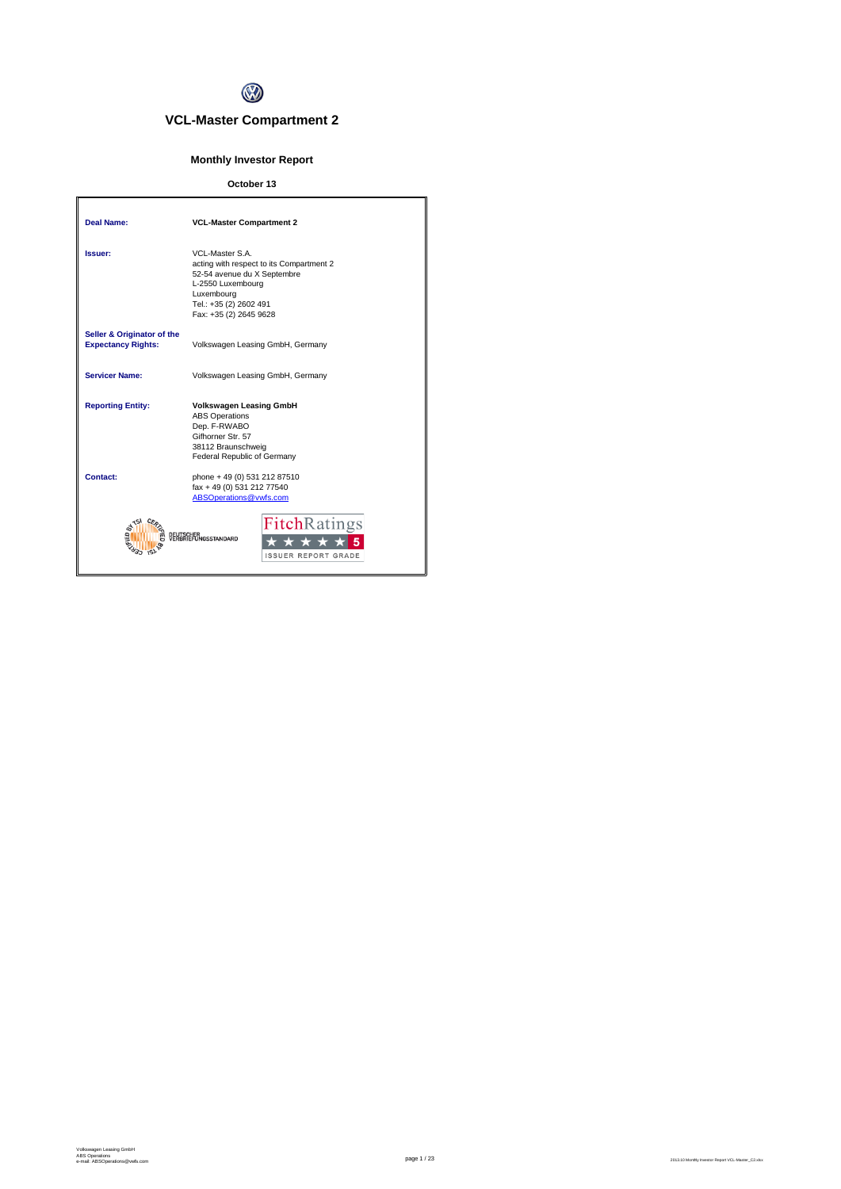# VCL-Master Compartment 2

## Monthly Investor Report

**October 13**

| | |
|---|---|
| **Deal Name:** | **VCL-Master Compartment 2** |
| **Issuer:** | VCL-Master S.A.<br>acting with respect to its Compartment 2<br>52-54 avenue du X Septembre<br>L-2550 Luxembourg<br>Luxembourg<br>Tel.: +35 (2) 2602 491<br>Fax: +35 (2) 2645 9628 |
| **Seller & Originator of the Expectancy Rights:** | Volkswagen Leasing GmbH, Germany |
| **Servicer Name:** | Volkswagen Leasing GmbH, Germany |
| **Reporting Entity:** | **Volkswagen Leasing GmbH**<br>ABS Operations<br>Dep. F-RWABO<br>Gifhorner Str. 57<br>38112 Braunschweig<br>Federal Republic of Germany |
| **Contact:** | phone + 49 (0) 531 212 87510<br>fax + 49 (0) 531 212 77540<br>ABSOperations@vwfs.com |

CERTIFIED BY TSI DEUTSCHER VERBRIEFUNGSSTANDARD

FitchRatings ★★★★★ 5 ISSUER REPORT GRADE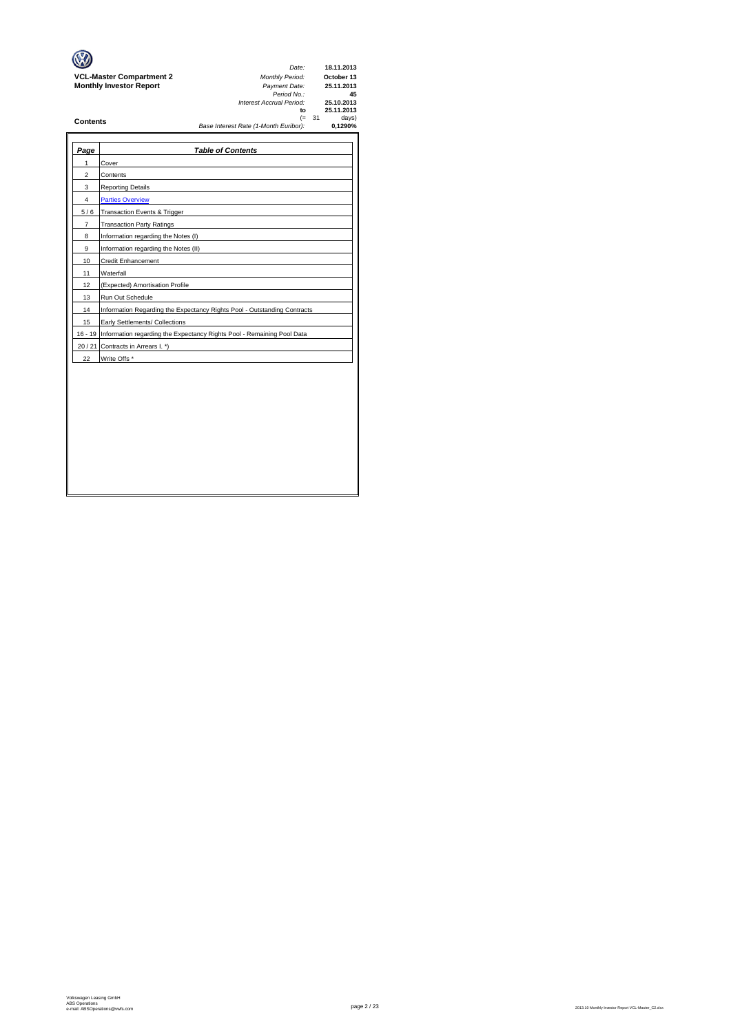**VCL-Master Compartment 2**
**Monthly Investor Report**

| | |
|---|---|
| *Date:* | **18.11.2013** |
| *Monthly Period:* | **October 13** |
| *Payment Date:* | **25.11.2013** |
| *Period No.:* | **45** |
| *Interest Accrual Period:* | **25.10.2013** |
| **to** | **25.11.2013** |
| (= 31 | days) |
| *Base Interest Rate (1-Month Euribor):* | **0,1290%** |

## Contents

| *Page* | *Table of Contents* |
|---|---|
| 1 | Cover |
| 2 | Contents |
| 3 | Reporting Details |
| 4 | Parties Overview |
| 5 / 6 | Transaction Events & Trigger |
| 7 | Transaction Party Ratings |
| 8 | Information regarding the Notes (I) |
| 9 | Information regarding the Notes (II) |
| 10 | Credit Enhancement |
| 11 | Waterfall |
| 12 | (Expected) Amortisation Profile |
| 13 | Run Out Schedule |
| 14 | Information Regarding the Expectancy Rights Pool - Outstanding Contracts |
| 15 | Early Settlements/ Collections |
| 16 - 19 | Information regarding the Expectancy Rights Pool - Remaining Pool Data |
| 20 / 21 | Contracts in Arrears I. *) |
| 22 | Write Offs * |

Volkswagen Leasing GmbH
ABS Operations
e-mail: ABSOperations@vwfs.com

2013.10 Monthly Investor Report VCL-Master_C2.xlsx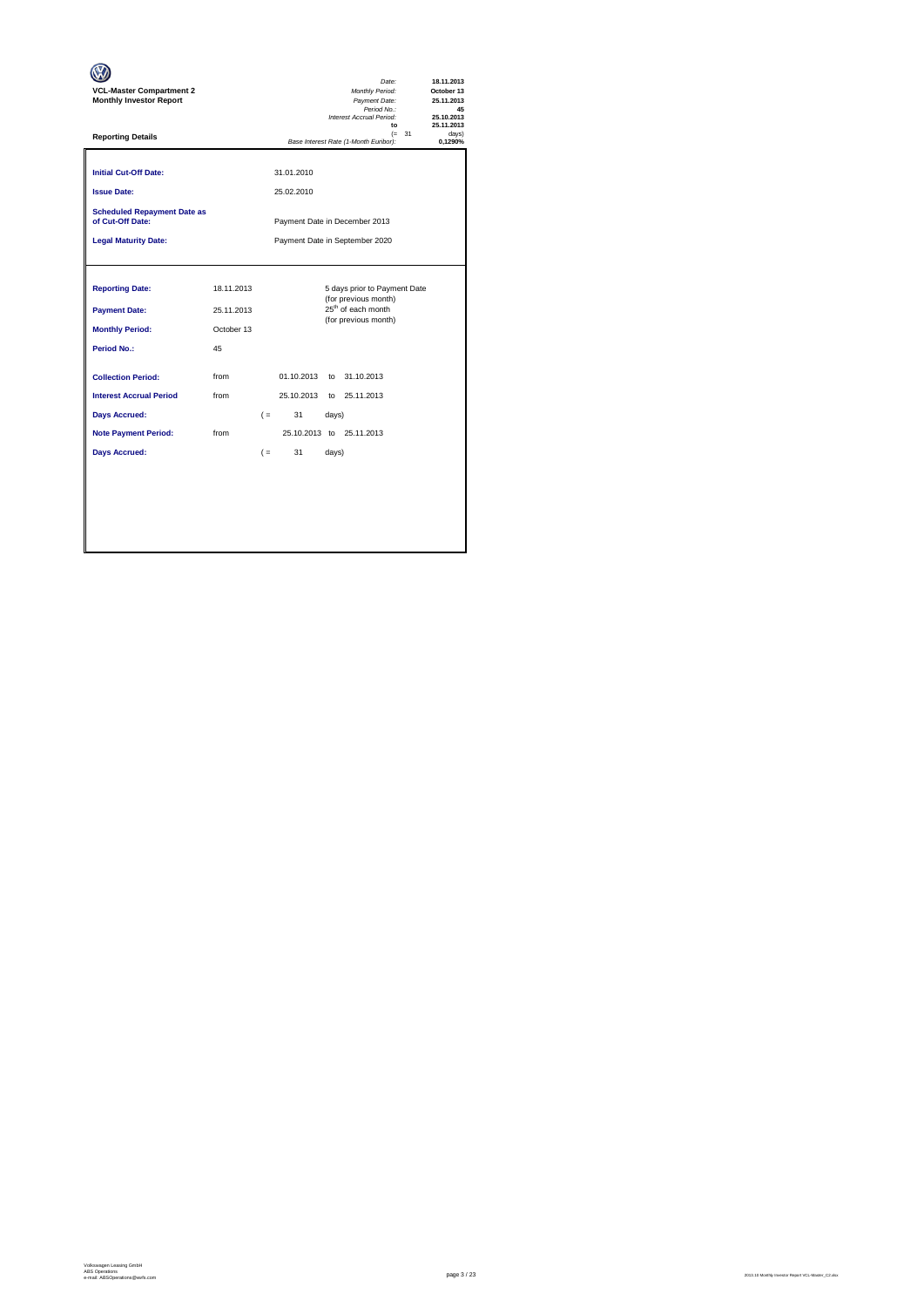**VCL-Master Compartment 2**
**Monthly Investor Report**

| | |
|---|---|
| *Date:* | **18.11.2013** |
| *Monthly Period:* | **October 13** |
| *Payment Date:* | **25.11.2013** |
| *Period No.:* | **45** |
| *Interest Accrual Period:* | **25.10.2013** |
| **to** | **25.11.2013** |
| (= 31 | days) |
| *Base Interest Rate (1-Month Euribor):* | **0,1290%** |

**Reporting Details**

| | | | |
|---|---|---|---|
| **Initial Cut-Off Date:** | | 31.01.2010 | |
| **Issue Date:** | | 25.02.2010 | |
| **Scheduled Repayment Date as of Cut-Off Date:** | | Payment Date in December 2013 | |
| **Legal Maturity Date:** | | Payment Date in September 2020 | |

| | | | |
|---|---|---|---|
| **Reporting Date:** | 18.11.2013 | | 5 days prior to Payment Date (for previous month) |
| **Payment Date:** | 25.11.2013 | | 25th of each month (for previous month) |
| **Monthly Period:** | October 13 | | |
| **Period No.:** | 45 | | |
| **Collection Period:** | from | 01.10.2013 | to 31.10.2013 |
| **Interest Accrual Period** | from | 25.10.2013 | to 25.11.2013 |
| **Days Accrued:** | | ( = 31 | days) |
| **Note Payment Period:** | from | 25.10.2013 | to 25.11.2013 |
| **Days Accrued:** | | ( = 31 | days) |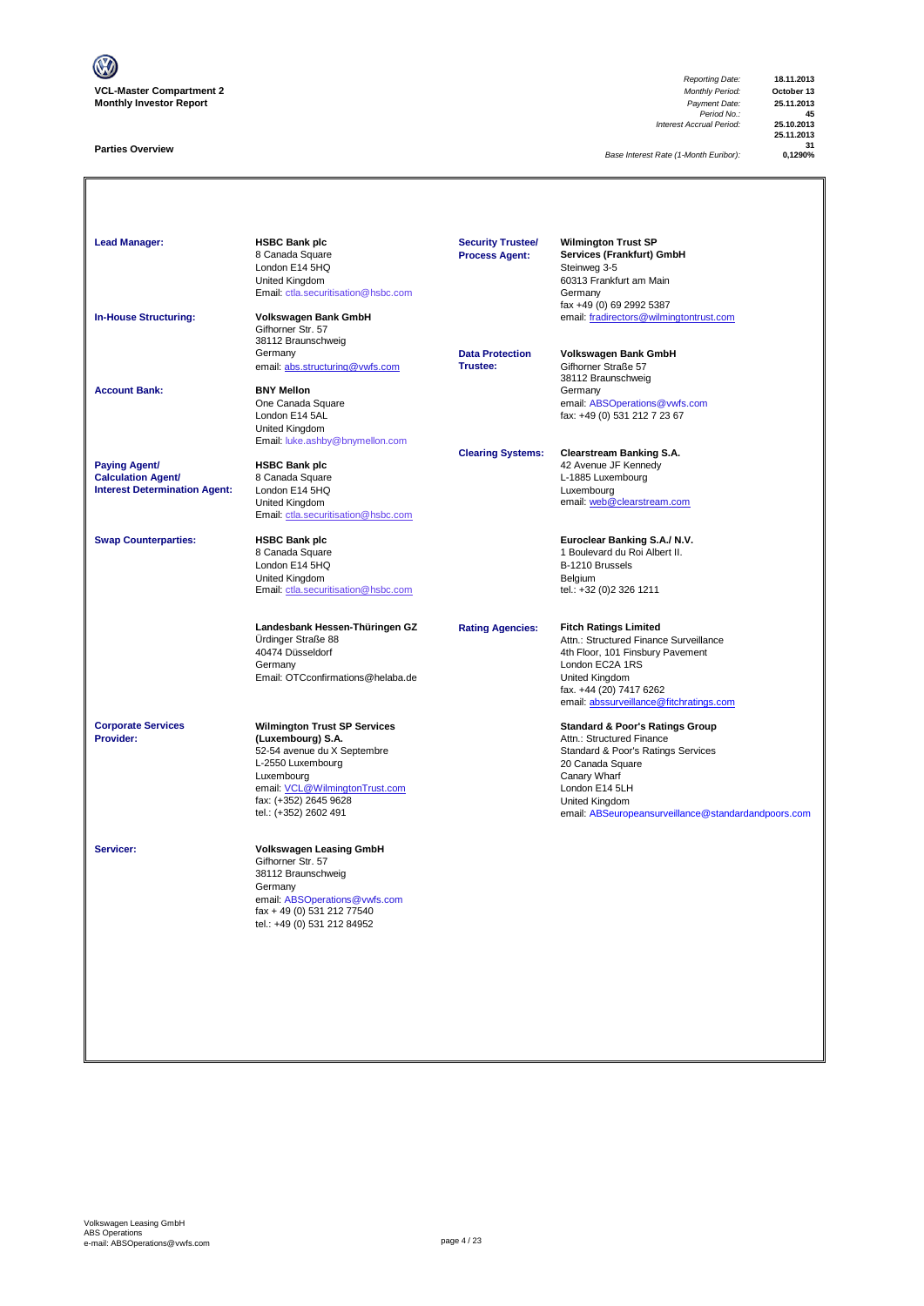**VCL-Master Compartment 2**
**Monthly Investor Report**

| | |
|---|---|
| *Reporting Date:* | **18.11.2013** |
| *Monthly Period:* | **October 13** |
| *Payment Date:* | **25.11.2013** |
| *Period No.:* | **45** |
| *Interest Accrual Period:* | **25.10.2013** |
| | **25.11.2013** |
| | **31** |
| *Base Interest Rate (1-Month Euribor):* | **0,1290%** |

## Parties Overview

**Lead Manager:**
**HSBC Bank plc**
8 Canada Square
London E14 5HQ
United Kingdom
Email: ctla.securitisation@hsbc.com

**In-House Structuring:**
**Volkswagen Bank GmbH**
Gifhorner Str. 57
38112 Braunschweig
Germany
email: abs.structuring@vwfs.com

**Account Bank:**
**BNY Mellon**
One Canada Square
London E14 5AL
United Kingdom
Email: luke.ashby@bnymellon.com

**Paying Agent/ Calculation Agent/ Interest Determination Agent:**
**HSBC Bank plc**
8 Canada Square
London E14 5HQ
United Kingdom
Email: ctla.securitisation@hsbc.com

**Swap Counterparties:**
**HSBC Bank plc**
8 Canada Square
London E14 5HQ
United Kingdom
Email: ctla.securitisation@hsbc.com

**Landesbank Hessen-Thüringen GZ**
Ürdinger Straße 88
40474 Düsseldorf
Germany
Email: OTCconfirmations@helaba.de

**Corporate Services Provider:**
**Wilmington Trust SP Services (Luxembourg) S.A.**
52-54 avenue du X Septembre
L-2550 Luxembourg
Luxembourg
email: VCL@WilmingtonTrust.com
fax: (+352) 2645 9628
tel.: (+352) 2602 491

**Servicer:**
**Volkswagen Leasing GmbH**
Gifhorner Str. 57
38112 Braunschweig
Germany
email: ABSOperations@vwfs.com
fax + 49 (0) 531 212 77540
tel.: +49 (0) 531 212 84952

**Security Trustee/ Process Agent:**
**Wilmington Trust SP Services (Frankfurt) GmbH**
Steinweg 3-5
60313 Frankfurt am Main
Germany
fax +49 (0) 69 2992 5387
email: fradirectors@wilmingtontrust.com

**Data Protection Trustee:**
**Volkswagen Bank GmbH**
Gifhorner Straße 57
38112 Braunschweig
Germany
email: ABSOperations@vwfs.com
fax: +49 (0) 531 212 7 23 67

**Clearing Systems:**
**Clearstream Banking S.A.**
42 Avenue JF Kennedy
L-1885 Luxembourg
Luxembourg
email: web@clearstream.com

**Euroclear Banking S.A./ N.V.**
1 Boulevard du Roi Albert II.
B-1210 Brussels
Belgium
tel.: +32 (0)2 326 1211

**Rating Agencies:**
**Fitch Ratings Limited**
Attn.: Structured Finance Surveillance
4th Floor, 101 Finsbury Pavement
London EC2A 1RS
United Kingdom
fax. +44 (20) 7417 6262
email: abssurveillance@fitchratings.com

**Standard & Poor's Ratings Group**
Attn.: Structured Finance
Standard & Poor's Ratings Services
20 Canada Square
Canary Wharf
London E14 5LH
United Kingdom
email: ABSeuropeansurveillance@standardandpoors.com

Volkswagen Leasing GmbH
ABS Operations
e-mail: ABSOperations@vwfs.com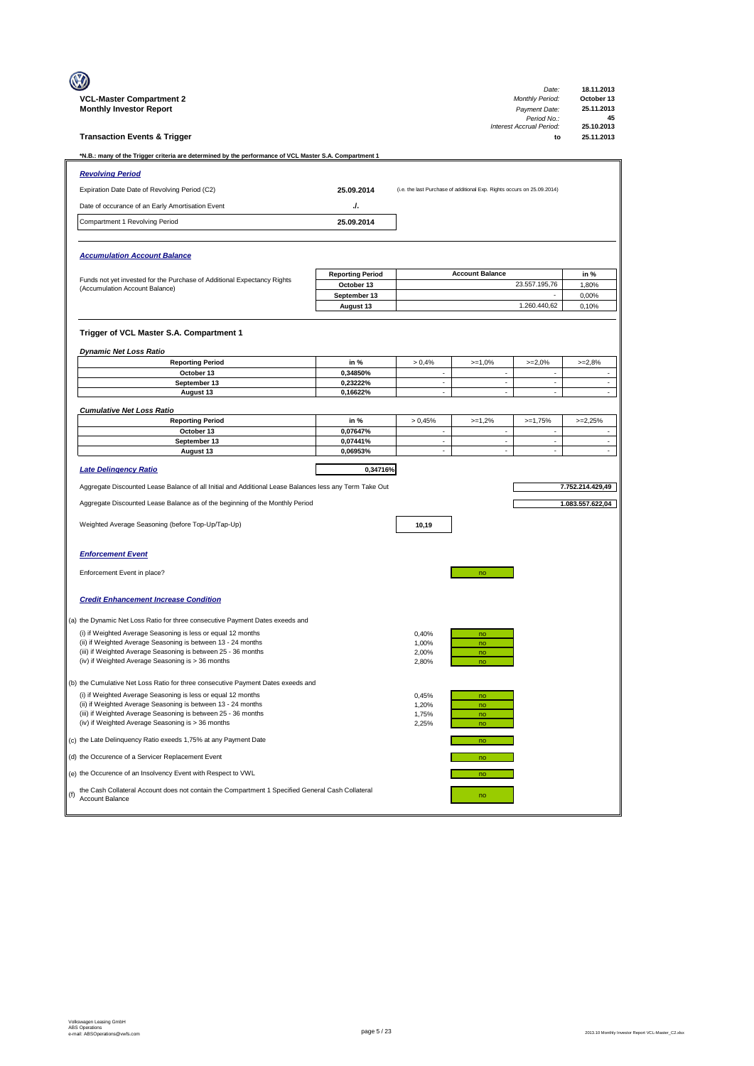**VCL-Master Compartment 2**
**Monthly Investor Report**

| | |
|---|---|
| *Date:* | 18.11.2013 |
| *Monthly Period:* | October 13 |
| *Payment Date:* | 25.11.2013 |
| *Period No.:* | 45 |
| *Interest Accrual Period:* | 25.10.2013 |
| to | 25.11.2013 |

## Transaction Events & Trigger

***N.B.: many of the Trigger criteria are determined by the performance of VCL Master S.A. Compartment 1**

### *Revolving Period*

| | | |
|---|---|---|
| Expiration Date Date of Revolving Period (C2) | 25.09.2014 | (i.e. the last Purchase of additional Exp. Rights occurs on 25.09.2014) |
| Date of occurance of an Early Amortisation Event | ./. | |
| Compartment 1 Revolving Period | 25.09.2014 | |

### *Accumulation Account Balance*

Funds not yet invested for the Purchase of Additional Expectancy Rights (Accumulation Account Balance)

| Reporting Period | Account Balance | in % |
|---|---|---|
| October 13 | 23.557.195,76 | 1,80% |
| September 13 | - | 0,00% |
| August 13 | 1.260.440,62 | 0,10% |

### Trigger of VCL Master S.A. Compartment 1

*Dynamic Net Loss Ratio*

| Reporting Period | in % | > 0,4% | >=1,0% | >=2,0% | >=2,8% |
|---|---|---|---|---|---|
| October 13 | 0,34850% | - | - | - | - |
| September 13 | 0,23222% | - | - | - | - |
| August 13 | 0,16622% | - | - | - | - |

*Cumulative Net Loss Ratio*

| Reporting Period | in % | > 0,45% | >=1,2% | >=1,75% | >=2,25% |
|---|---|---|---|---|---|
| October 13 | 0,07647% | - | - | - | - |
| September 13 | 0,07441% | - | - | - | - |
| August 13 | 0,06953% | - | - | - | - |

*Late Delinquency Ratio*: 0,34716%

Aggregate Discounted Lease Balance of all Initial and Additional Lease Balances less any Term Take Out: 7.752.214.429,49

Aggregate Discounted Lease Balance as of the beginning of the Monthly Period: 1.083.557.622,04

Weighted Average Seasoning (before Top-Up/Tap-Up): 10,19

### *Enforcement Event*

Enforcement Event in place? no

### *Credit Enhancement Increase Condition*

(a) the Dynamic Net Loss Ratio for three consecutive Payment Dates exeeds and

| | | |
|---|---|---|
| (i) if Weighted Average Seasoning is less or equal 12 months | 0,40% | no |
| (ii) if Weighted Average Seasoning is between 13 - 24 months | 1,00% | no |
| (iii) if Weighted Average Seasoning is between 25 - 36 months | 2,00% | no |
| (iv) if Weighted Average Seasoning is > 36 months | 2,80% | no |

(b) the Cumulative Net Loss Ratio for three consecutive Payment Dates exeeds and

| | | |
|---|---|---|
| (i) if Weighted Average Seasoning is less or equal 12 months | 0,45% | no |
| (ii) if Weighted Average Seasoning is between 13 - 24 months | 1,20% | no |
| (iii) if Weighted Average Seasoning is between 25 - 36 months | 1,75% | no |
| (iv) if Weighted Average Seasoning is > 36 months | 2,25% | no |

(c) the Late Delinquency Ratio exeeds 1,75% at any Payment Date: no

(d) the Occurence of a Servicer Replacement Event: no

(e) the Occurence of an Insolvency Event with Respect to VWL: no

(f) the Cash Collateral Account does not contain the Compartment 1 Specified General Cash Collateral Account Balance: no

Volkswagen Leasing GmbH
ABS Operations
e-mail: ABSOperations@vwfs.com

2013.10 Monthly Investor Report VCL-Master_C2.xlsx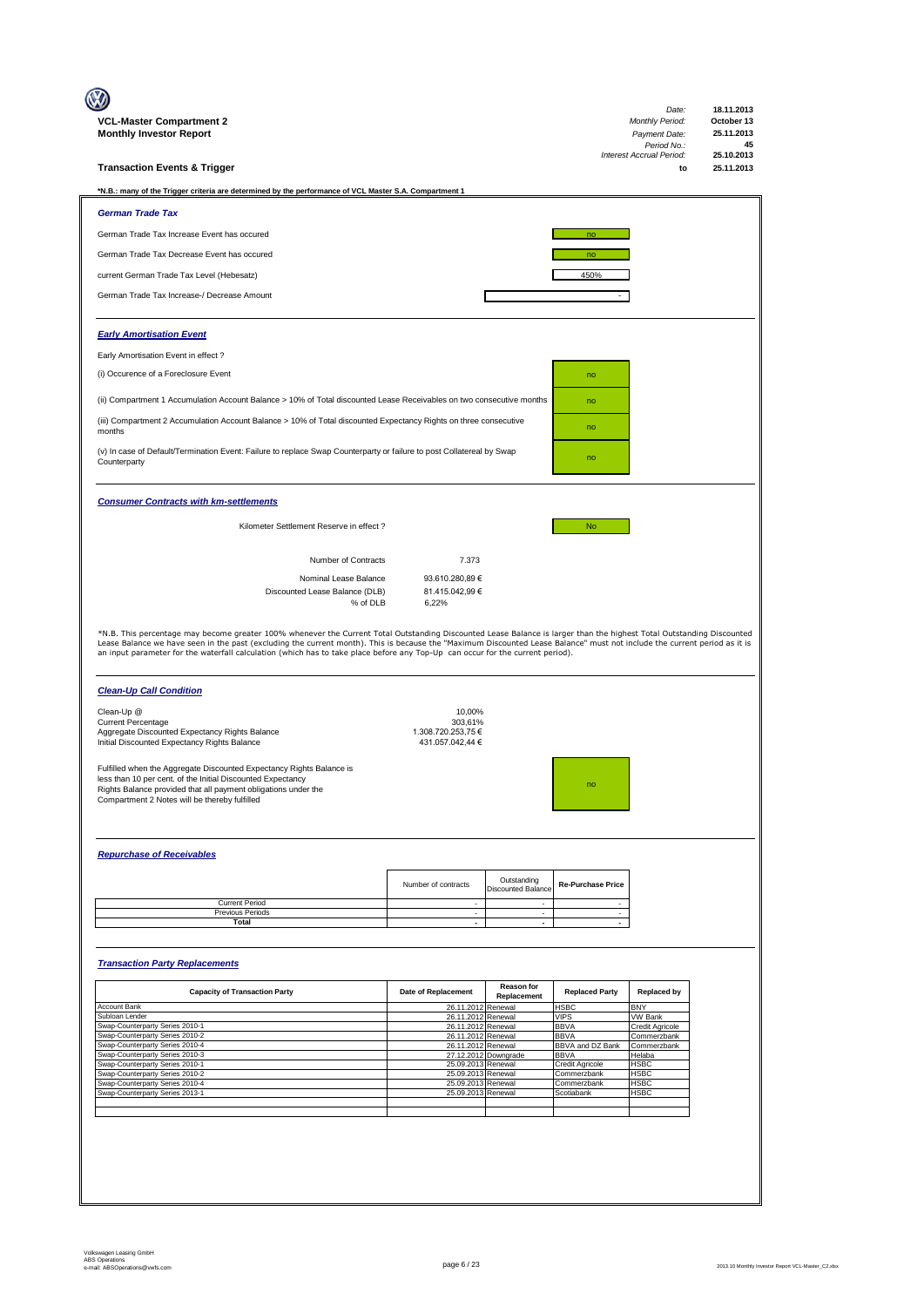**VCL-Master Compartment 2**
**Monthly Investor Report**

| | |
|---|---|
| *Date:* | 18.11.2013 |
| *Monthly Period:* | October 13 |
| *Payment Date:* | 25.11.2013 |
| *Period No.:* | 45 |
| *Interest Accrual Period:* | 25.10.2013 |
| to | 25.11.2013 |

## Transaction Events & Trigger

***N.B.: many of the Trigger criteria are determined by the performance of VCL Master S.A. Compartment 1**

### *German Trade Tax*

| | |
|---|---|
| German Trade Tax Increase Event has occured | no |
| German Trade Tax Decrease Event has occured | no |
| current German Trade Tax Level (Hebesatz) | 450% |
| German Trade Tax Increase-/ Decrease Amount | - |

### *Early Amortisation Event*

Early Amortisation Event in effect ?

| | |
|---|---|
| (i) Occurence of a Foreclosure Event | no |
| (ii) Compartment 1 Accumulation Account Balance > 10% of Total discounted Lease Receivables on two consecutive months | no |
| (iii) Compartment 2 Accumulation Account Balance > 10% of Total discounted Expectancy Rights on three consecutive months | no |
| (v) In case of Default/Termination Event: Failure to replace Swap Counterparty or failure to post Collatereal by Swap Counterparty | no |

### *Consumer Contracts with km-settlements*

Kilometer Settlement Reserve in effect ? No

| | |
|---|---|
| Number of Contracts | 7.373 |
| Nominal Lease Balance | 93.610.280,89 € |
| Discounted Lease Balance (DLB) | 81.415.042,99 € |
| % of DLB | 6,22% |

*N.B. This percentage may become greater 100% whenever the Current Total Outstanding Discounted Lease Balance is larger than the highest Total Outstanding Discounted Lease Balance we have seen in the past (excluding the current month). This is because the "Maximum Discounted Lease Balance" must not include the current period as it is an input parameter for the waterfall calculation (which has to take place before any Top-Up can occur for the current period).

### *Clean-Up Call Condition*

| | |
|---|---|
| Clean-Up @ | 10,00% |
| Current Percentage | 303,61% |
| Aggregate Discounted Expectancy Rights Balance | 1.308.720.253,75 € |
| Initial Discounted Expectancy Rights Balance | 431.057.042,44 € |

Fulfilled when the Aggregate Discounted Expectancy Rights Balance is less than 10 per cent. of the Initial Discounted Expectancy Rights Balance provided that all payment obligations under the Compartment 2 Notes will be thereby fulfilled: no

### *Repurchase of Receivables*

| | Number of contracts | Outstanding Discounted Balance | Re-Purchase Price |
|---|---|---|---|
| Current Period | - | - | - |
| Previous Periods | - | - | - |
| **Total** | **-** | **-** | **-** |

### *Transaction Party Replacements*

| Capacity of Transaction Party | Date of Replacement | Reason for Replacement | Replaced Party | Replaced by |
|---|---|---|---|---|
| Account Bank | 26.11.2012 | Renewal | HSBC | BNY |
| Subloan Lender | 26.11.2012 | Renewal | VIPS | VW Bank |
| Swap-Counterparty Series 2010-1 | 26.11.2012 | Renewal | BBVA | Credit Agricole |
| Swap-Counterparty Series 2010-2 | 26.11.2012 | Renewal | BBVA | Commerzbank |
| Swap-Counterparty Series 2010-4 | 26.11.2012 | Renewal | BBVA and DZ Bank | Commerzbank |
| Swap-Counterparty Series 2010-3 | 27.12.2012 | Downgrade | BBVA | Helaba |
| Swap-Counterparty Series 2010-1 | 25.09.2013 | Renewal | Credit Agricole | HSBC |
| Swap-Counterparty Series 2010-2 | 25.09.2013 | Renewal | Commerzbank | HSBC |
| Swap-Counterparty Series 2010-4 | 25.09.2013 | Renewal | Commerzbank | HSBC |
| Swap-Counterparty Series 2013-1 | 25.09.2013 | Renewal | Scotiabank | HSBC |

Volkswagen Leasing GmbH
ABS Operations
e-mail: ABSOperations@vwfs.com

2013.10 Monthly Investor Report VCL-Master_C2.xlsx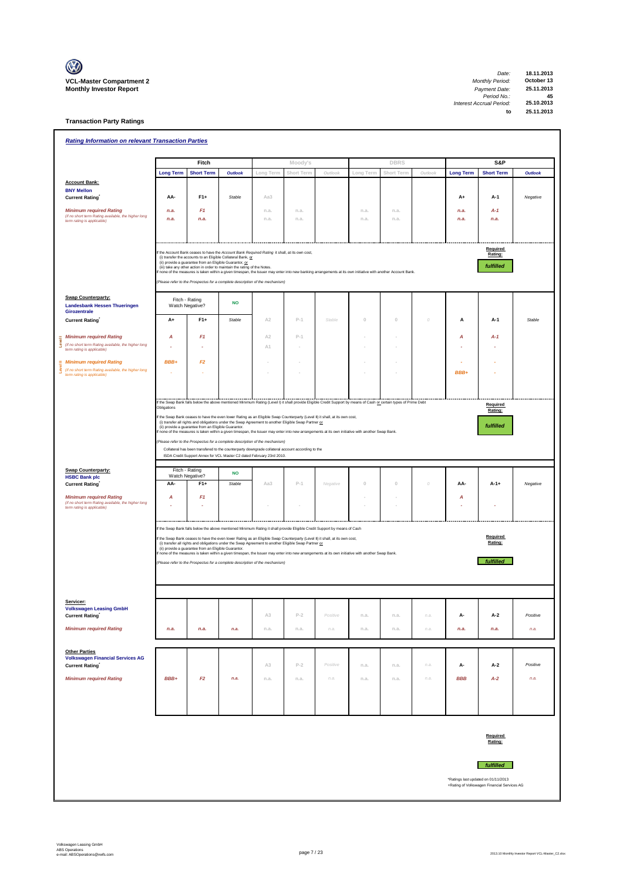**VCL-Master Compartment 2**
**Monthly Investor Report**

| | |
|---|---|
| Date: | 18.11.2013 |
| Monthly Period: | October 13 |
| Payment Date: | 25.11.2013 |
| Period No.: | 45 |
| Interest Accrual Period: | 25.10.2013 |
| to | 25.11.2013 |

## Transaction Party Ratings

### *Rating Information on relevant Transaction Parties*

| | Fitch | | | Moody's | | | DBRS | | | S&P | | |
|---|---|---|---|---|---|---|---|---|---|---|---|---|
| | Long Term | Short Term | Outlook | Long Term | Short Term | Outlook | Long Term | Short Term | Outlook | Long Term | Short Term | Outlook |
| **Account Bank:** **BNY Mellon** | | | | | | | | | | | | |
| **Current Rating*** | AA- | F1+ | Stable | Aa3 | | | | | | A+ | A-1 | Negative |
| *Minimum required Rating* | n.a. | F1 | | n.a. | n.a. | | n.a. | n.a. | | n.a. | A-1 | |
| *(if no short term Rating available, the higher long term rating is applicable)* | n.a. | n.a. | | n.a. | n.a. | | n.a. | n.a. | | n.a. | n.a. | |

If the Account Bank ceases to have the *Account Bank Required Rating* it shall, at its own cost,
(i) transfer the accounts to an Eligible Collateral Bank, or
(ii) provide a guarantee from an Eligible Guarantor, or
(iii) take any other action in order to maintain the rating of the Notes.
If none of the measures is taken within a given timespan, the Issuer may enter into new banking arrangements at its own initiative with another Account Bank.

*(Please refer to the Prospectus for a complete description of the mechanism)*

Required Rating: **fulfilled**

| | Fitch | | | Moody's | | | DBRS | | | S&P | | |
|---|---|---|---|---|---|---|---|---|---|---|---|---|
| **Swap Counterparty:** **Landesbank Hessen Thueringen Girozentrale** | Fitch - Rating Watch Negative? | | NO | | | | | | | | | |
| **Current Rating*** | A+ | F1+ | Stable | A2 | P-1 | Stable | 0 | 0 | 0 | A | A-1 | Stable |
| Level I *Minimum required Rating* | A | F1 | | A2 | P-1 | | - | - | | A | A-1 | |
| *(if no short term Rating available, the higher long term rating is applicable)* | - | - | | A1 | - | | - | - | | - | - | |
| Level II *Minimum required Rating* | BBB+ | F2 | | - | - | | - | - | | - | - | |
| *(if no short term Rating available, the higher long term rating is applicable)* | - | - | | - | - | | - | - | | BBB+ | - | |

If the Swap Bank falls below the above mentioned Minimum Rating (Level I) it shall provide Eligible Credit Support by means of Cash or certain types of Prime Debt Obligations

If the Swap Bank ceases to have the even lower Rating as an Eligible Swap Counterparty (Level II) it shall, at its own cost,
(i) transfer all rights and obligations under the Swap Agreement to another Eligible Swap Partner or
(ii) provide a guarantee from an Eligible Guarantor.
If none of the measures is taken within a given timespan, the Issuer may enter into new arrangements at its own initiative with another Swap Bank.

*(Please refer to the Prospectus for a complete description of the mechanism)*

Collateral has been transfered to the counterparty downgrade collateral account according to the ISDA Credit Support Annex for VCL Master C2 dated February 23rd 2010.

Required Rating: **fulfilled**

| | Fitch | | | Moody's | | | DBRS | | | S&P | | |
|---|---|---|---|---|---|---|---|---|---|---|---|---|
| **Swap Counterparty:** **HSBC Bank plc** | Fitch - Rating Watch Negative? | | NO | | | | | | | | | |
| **Current Rating*** | AA- | F1+ | Stable | Aa3 | P-1 | Negative | 0 | 0 | 0 | AA- | A-1+ | Negative |
| *Minimum required Rating* | A | F1 | | | | | - | - | | A | | |
| *(if no short term Rating available, the higher long term rating is applicable)* | - | - | | - | - | | - | - | | - | - | |

If the Swap Bank falls below the above mentioned Minimum Rating it shall provide Eligible Credit Support by means of Cash

If the Swap Bank ceases to have the even lower Rating as an Eligible Swap Counterparty (Level II) it shall, at its own cost,
(i) transfer all rights and obligations under the Swap Agreement to another Eligible Swap Partner or
(ii) provide a guarantee from an Eligible Guarantor.
If none of the measures is taken within a given timespan, the Issuer may enter into new arrangements at its own initiative with another Swap Bank.

*(Please refer to the Prospectus for a complete description of the mechanism)*

Required Rating: **fulfilled**

| | Fitch | | | Moody's | | | DBRS | | | S&P | | |
|---|---|---|---|---|---|---|---|---|---|---|---|---|
| **Servicer:** **Volkswagen Leasing GmbH** | | | | | | | | | | | | |
| **Current Rating*** | | | | A3 | P-2 | Positive | n.a. | n.a. | n.a. | A- | A-2 | Positive |
| *Minimum required Rating* | n.a. | n.a. | n.a. | n.a. | n.a. | n.a. | n.a. | n.a. | n.a. | n.a. | n.a. | n.a. |
| **Other Parties** **Volkswagen Financial Services AG** | | | | | | | | | | | | |
| **Current Rating*** | | | | A3 | P-2 | Positive | n.a. | n.a. | n.a. | A- | A-2 | Positive |
| *Minimum required Rating* | BBB+ | F2 | n.a. | n.a. | n.a. | n.a. | n.a. | n.a. | n.a. | BBB | A-2 | n.a. |

Required Rating: **fulfilled**

*Ratings last updated on 01/11/2013
+Rating of Volkswagen Financial Services AG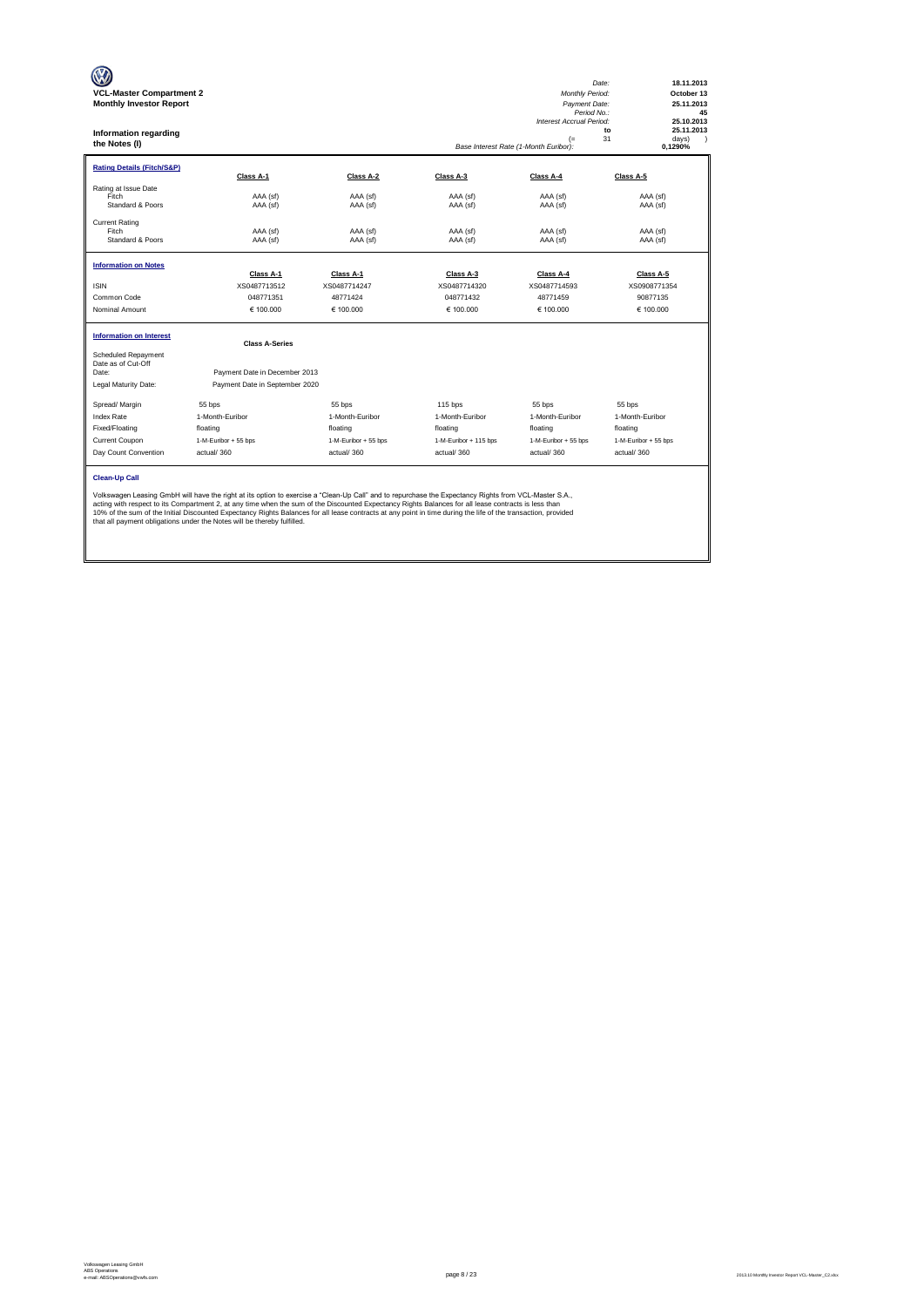**VCL-Master Compartment 2**
**Monthly Investor Report**

| | |
|---|---|
| *Date:* | **18.11.2013** |
| *Monthly Period:* | **October 13** |
| *Payment Date:* | **25.11.2013** |
| *Period No.:* | **45** |
| *Interest Accrual Period:* | **25.10.2013** |
| **to** | **25.11.2013** |
| (= 31 | days) |
| *Base Interest Rate (1-Month Euribor):* | **0,1290%** |

## Information regarding the Notes (I)

**Rating Details (Fitch/S&P)**

| | Class A-1 | Class A-2 | Class A-3 | Class A-4 | Class A-5 |
|---|---|---|---|---|---|
| Rating at Issue Date | | | | | |
| Fitch | AAA (sf) | AAA (sf) | AAA (sf) | AAA (sf) | AAA (sf) |
| Standard & Poors | AAA (sf) | AAA (sf) | AAA (sf) | AAA (sf) | AAA (sf) |
| Current Rating | | | | | |
| Fitch | AAA (sf) | AAA (sf) | AAA (sf) | AAA (sf) | AAA (sf) |
| Standard & Poors | AAA (sf) | AAA (sf) | AAA (sf) | AAA (sf) | AAA (sf) |

**Information on Notes**

| | Class A-1 | Class A-1 | Class A-3 | Class A-4 | Class A-5 |
|---|---|---|---|---|---|
| ISIN | XS0487713512 | XS0487714247 | XS0487714320 | XS0487714593 | XS0908771354 |
| Common Code | 048771351 | 48771424 | 048771432 | 48771459 | 90877135 |
| Nominal Amount | € 100.000 | € 100.000 | € 100.000 | € 100.000 | € 100.000 |

**Information on Interest**

| | Class A-Series | | | | |
|---|---|---|---|---|---|
| Scheduled Repayment Date as of Cut-Off Date: | Payment Date in December 2013 | | | | |
| Legal Maturity Date: | Payment Date in September 2020 | | | | |
| Spread/ Margin | 55 bps | 55 bps | 115 bps | 55 bps | 55 bps |
| Index Rate | 1-Month-Euribor | 1-Month-Euribor | 1-Month-Euribor | 1-Month-Euribor | 1-Month-Euribor |
| Fixed/Floating | floating | floating | floating | floating | floating |
| Current Coupon | 1-M-Euribor + 55 bps | 1-M-Euribor + 55 bps | 1-M-Euribor + 115 bps | 1-M-Euribor + 55 bps | 1-M-Euribor + 55 bps |
| Day Count Convention | actual/ 360 | actual/ 360 | actual/ 360 | actual/ 360 | actual/ 360 |

**Clean-Up Call**

Volkswagen Leasing GmbH will have the right at its option to exercise a "Clean-Up Call" and to repurchase the Expectancy Rights from VCL-Master S.A., acting with respect to its Compartment 2, at any time when the sum of the Discounted Expectancy Rights Balances for all lease contracts is less than 10% of the sum of the Initial Discounted Expectancy Rights Balances for all lease contracts at any point in time during the life of the transaction, provided that all payment obligations under the Notes will be thereby fulfilled.

Volkswagen Leasing GmbH
ABS Operations
e-mail: ABSOperations@vwfs.com

2013.10 Monthly Investor Report VCL-Master_C2.xlsx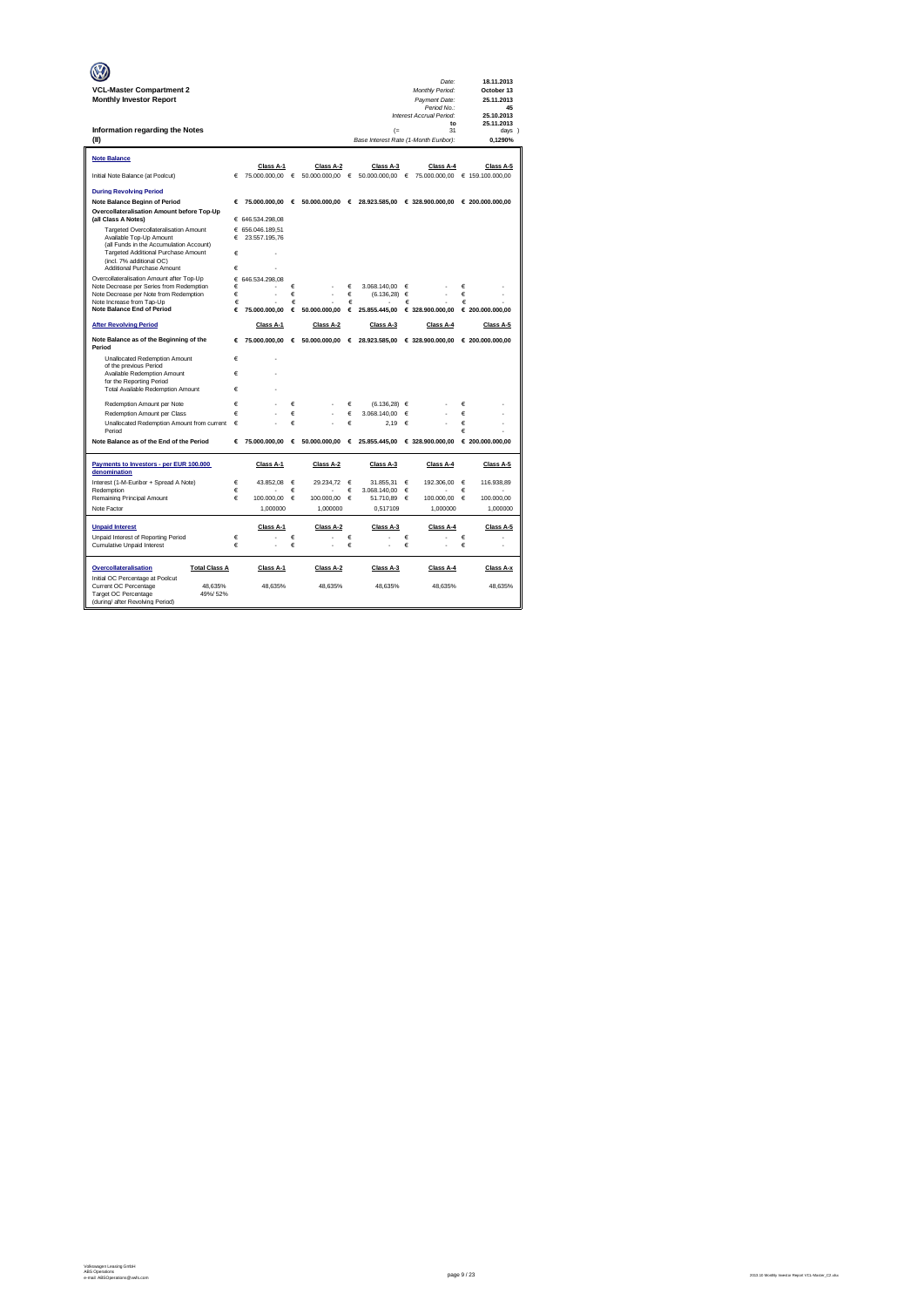**VCL-Master Compartment 2**
**Monthly Investor Report**

| | |
|---|---|
| *Date:* | 18.11.2013 |
| *Monthly Period:* | October 13 |
| *Payment Date:* | 25.11.2013 |
| *Period No.:* | 45 |
| *Interest Accrual Period:* | 25.10.2013 |
| to | 25.11.2013 |
| (= 31 | days ) |
| *Base Interest Rate (1-Month Euribor):* | 0,1290% |

**Information regarding the Notes**
**(II)**

**Note Balance**

| | Class A-1 | Class A-2 | Class A-3 | Class A-4 | Class A-5 |
|---|---|---|---|---|---|
| Initial Note Balance (at Poolcut) | € 75.000.000,00 | € 50.000.000,00 | € 50.000.000,00 | € 75.000.000,00 | € 159.100.000,00 |
| **During Revolving Period** | | | | | |
| **Note Balance Beginn of Period** | € 75.000.000,00 | € 50.000.000,00 | € 28.923.585,00 | € 328.900.000,00 | € 200.000.000,00 |
| **Overcollateralisation Amount before Top-Up (all Class A Notes)** | € 646.534.298,08 | | | | |
| Targeted Overcollateralisation Amount | € 656.046.189,51 | | | | |
| Available Top-Up Amount (all Funds in the Accumulation Account) | € 23.557.195,76 | | | | |
| Targeted Additional Purchase Amount (incl. 7% additional OC) | € - | | | | |
| Additional Purchase Amount | € - | | | | |
| Overcollateralisation Amount after Top-Up | € 646.534.298,08 | | | | |
| Note Decrease per Series from Redemption | € - | € - | € 3.068.140,00 | € - | € - |
| Note Decrease per Note from Redemption | € - | € - | € (6.136,28) | € - | € - |
| Note Increase from Tap-Up | € - | € - | € - | € - | € - |
| **Note Balance End of Period** | € 75.000.000,00 | € 50.000.000,00 | € 25.855.445,00 | € 328.900.000,00 | € 200.000.000,00 |

**After Revolving Period**

| | Class A-1 | Class A-2 | Class A-3 | Class A-4 | Class A-5 |
|---|---|---|---|---|---|
| **Note Balance as of the Beginning of the Period** | € 75.000.000,00 | € 50.000.000,00 | € 28.923.585,00 | € 328.900.000,00 | € 200.000.000,00 |
| Unallocated Redemption Amount of the previous Period | € - | | | | |
| Available Redemption Amount for the Reporting Period | € - | | | | |
| Total Available Redemption Amount | € - | | | | |
| Redemption Amount per Note | € - | € - | € (6.136,28) | € - | € - |
| Redemption Amount per Class | € - | € - | € 3.068.140,00 | € - | € - |
| Unallocated Redemption Amount from current Period | € - | € - | € 2,19 | € - | € - |
| **Note Balance as of the End of the Period** | € 75.000.000,00 | € 50.000.000,00 | € 25.855.445,00 | € 328.900.000,00 | € 200.000.000,00 |

**Payments to Investors - per EUR 100.000 denomination**

| | Class A-1 | Class A-2 | Class A-3 | Class A-4 | Class A-5 |
|---|---|---|---|---|---|
| Interest (1-M-Euribor + Spread A Note) | € 43.852,08 | € 29.234,72 | € 31.855,31 | € 192.306,00 | € 116.938,89 |
| Redemption | € - | € - | € 3.068.140,00 | € - | € - |
| Remaining Principal Amount | € 100.000,00 | € 100.000,00 | € 51.710,89 | € 100.000,00 | € 100.000,00 |
| Note Factor | 1,000000 | 1,000000 | 0,517109 | 1,000000 | 1,000000 |

**Unpaid Interest**

| | Class A-1 | Class A-2 | Class A-3 | Class A-4 | Class A-5 |
|---|---|---|---|---|---|
| Unpaid Interest of Reporting Period | € - | € - | € - | € - | € - |
| Cumulative Unpaid Interest | € - | € - | € - | € - | € - |

**Overcollateralisation**

| | Total Class A | Class A-1 | Class A-2 | Class A-3 | Class A-4 | Class A-x |
|---|---|---|---|---|---|---|
| Initial OC Percentage at Poolcut | | | | | | |
| Current OC Percentage | 48,635% | 48,635% | 48,635% | 48,635% | 48,635% | 48,635% |
| Target OC Percentage (during/ after Revolving Period) | 49%/ 52% | | | | | |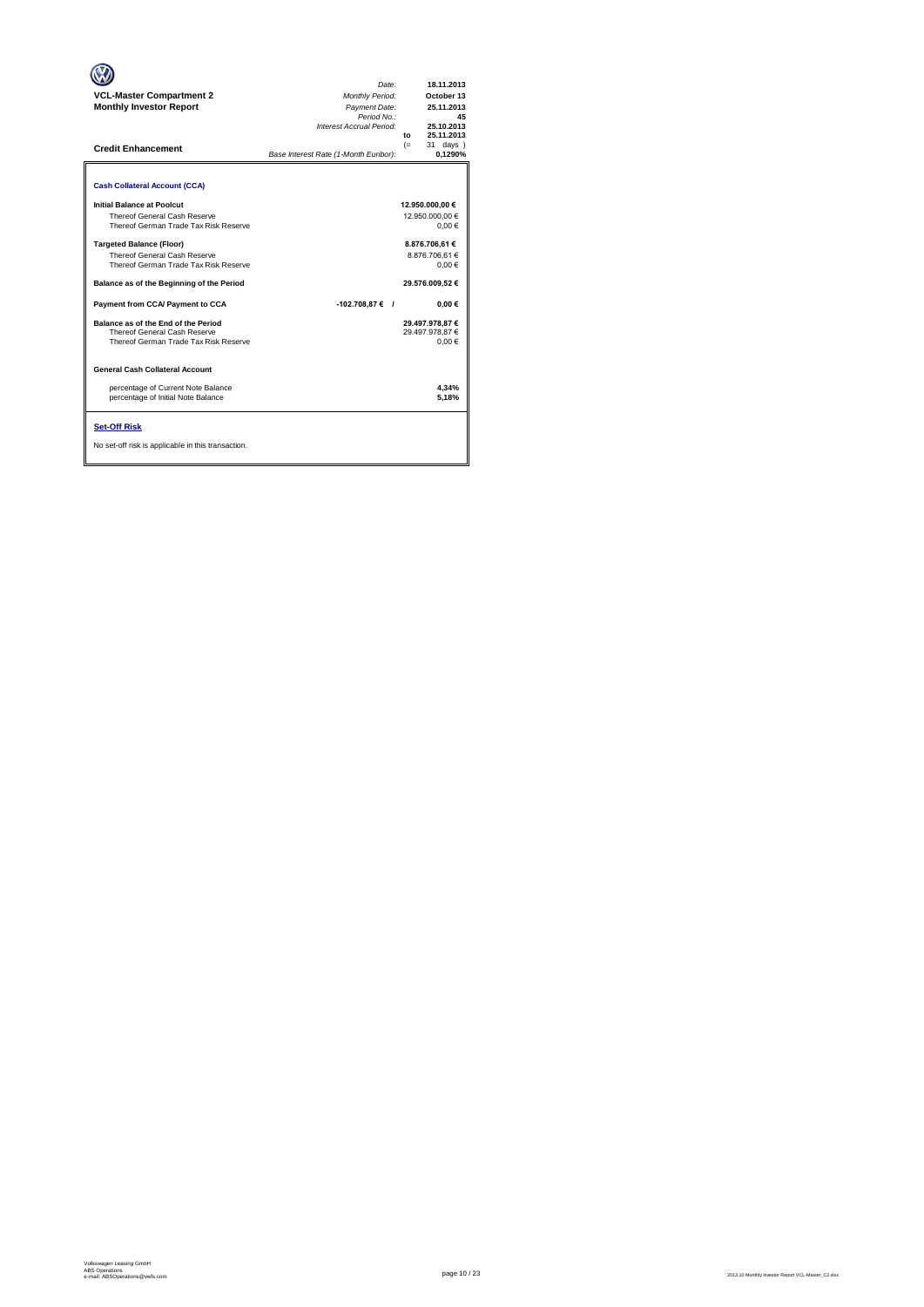**VCL-Master Compartment 2**
**Monthly Investor Report**

| | |
|---|---|
| *Date:* | **18.11.2013** |
| *Monthly Period:* | **October 13** |
| *Payment Date:* | **25.11.2013** |
| *Period No.:* | **45** |
| *Interest Accrual Period:* | **25.10.2013** |
| to | **25.11.2013** |
| (= | 31 days ) |
| *Base Interest Rate (1-Month Euribor):* | **0,1290%** |

## Credit Enhancement

### Cash Collateral Account (CCA)

| | | |
|---|---|---|
| **Initial Balance at Poolcut** | | **12.950.000,00 €** |
| Thereof General Cash Reserve | | 12.950.000,00 € |
| Thereof German Trade Tax Risk Reserve | | 0,00 € |
| **Targeted Balance (Floor)** | | **8.876.706,61 €** |
| Thereof General Cash Reserve | | 8.876.706,61 € |
| Thereof German Trade Tax Risk Reserve | | 0,00 € |
| **Balance as of the Beginning of the Period** | | **29.576.009,52 €** |
| **Payment from CCA/ Payment to CCA** | **-102.708,87 € /** | **0,00 €** |
| **Balance as of the End of the Period** | | **29.497.978,87 €** |
| Thereof General Cash Reserve | | 29.497.978,87 € |
| Thereof German Trade Tax Risk Reserve | | 0,00 € |

### General Cash Collateral Account

| | |
|---|---|
| percentage of Current Note Balance | **4,34%** |
| percentage of Initial Note Balance | **5,18%** |

### Set-Off Risk

No set-off risk is applicable in this transaction.

Volkswagen Leasing GmbH
ABS Operations
e-mail: ABSOperations@vwfs.com

2013.10 Monthly Investor Report VCL-Master_C2.xlsx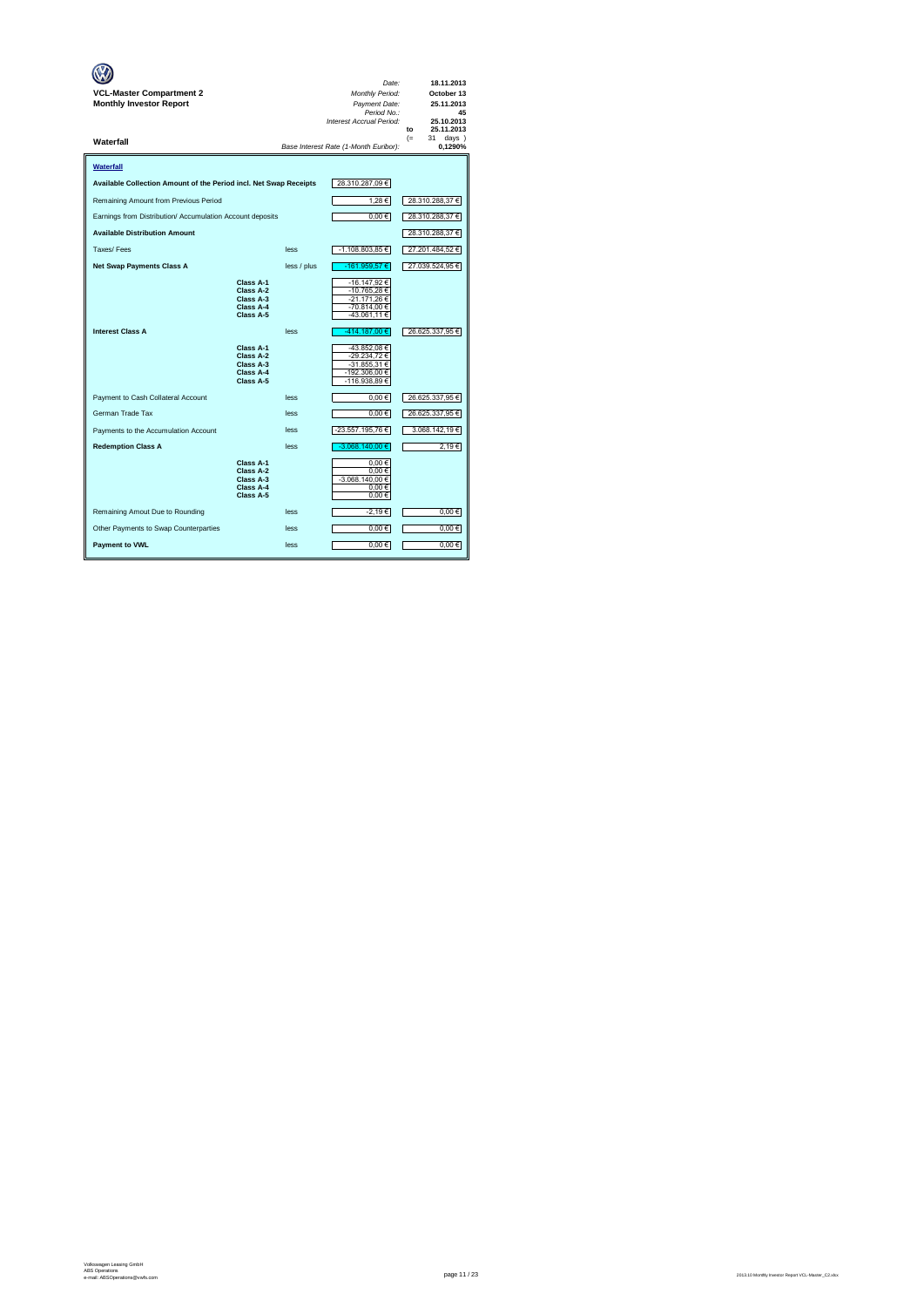**VCL-Master Compartment 2**
**Monthly Investor Report**

| | |
|---|---|
| *Date:* | **18.11.2013** |
| *Monthly Period:* | **October 13** |
| *Payment Date:* | **25.11.2013** |
| *Period No.:* | **45** |
| *Interest Accrual Period:* | **25.10.2013** |
| to | **25.11.2013** |
| (= | 31 days ) |
| *Base Interest Rate (1-Month Euribor):* | **0,1290%** |

## Waterfall

**Waterfall**

| | | | | |
|---|---|---|---|---|
| **Available Collection Amount of the Period incl. Net Swap Receipts** | | | 28.310.287,09 € | |
| Remaining Amount from Previous Period | | | 1,28 € | 28.310.288,37 € |
| Earnings from Distribution/ Accumulation Account deposits | | | 0,00 € | 28.310.288,37 € |
| **Available Distribution Amount** | | | | 28.310.288,37 € |
| Taxes/ Fees | | less | -1.108.803,85 € | 27.201.484,52 € |
| **Net Swap Payments Class A** | | less / plus | -161.959,57 € | 27.039.524,95 € |
| | **Class A-1** | | -16.147,92 € | |
| | **Class A-2** | | -10.765,28 € | |
| | **Class A-3** | | -21.171,26 € | |
| | **Class A-4** | | -70.814,00 € | |
| | **Class A-5** | | -43.061,11 € | |
| **Interest Class A** | | less | -414.187,00 € | 26.625.337,95 € |
| | **Class A-1** | | -43.852,08 € | |
| | **Class A-2** | | -29.234,72 € | |
| | **Class A-3** | | -31.855,31 € | |
| | **Class A-4** | | -192.306,00 € | |
| | **Class A-5** | | -116.938,89 € | |
| Payment to Cash Collateral Account | | less | 0,00 € | 26.625.337,95 € |
| German Trade Tax | | less | 0,00 € | 26.625.337,95 € |
| Payments to the Accumulation Account | | less | -23.557.195,76 € | 3.068.142,19 € |
| **Redemption Class A** | | less | -3.068.140,00 € | 2,19 € |
| | **Class A-1** | | 0,00 € | |
| | **Class A-2** | | 0,00 € | |
| | **Class A-3** | | -3.068.140,00 € | |
| | **Class A-4** | | 0,00 € | |
| | **Class A-5** | | 0,00 € | |
| Remaining Amout Due to Rounding | | less | -2,19 € | 0,00 € |
| Other Payments to Swap Counterparties | | less | 0,00 € | 0,00 € |
| **Payment to VWL** | | less | 0,00 € | 0,00 € |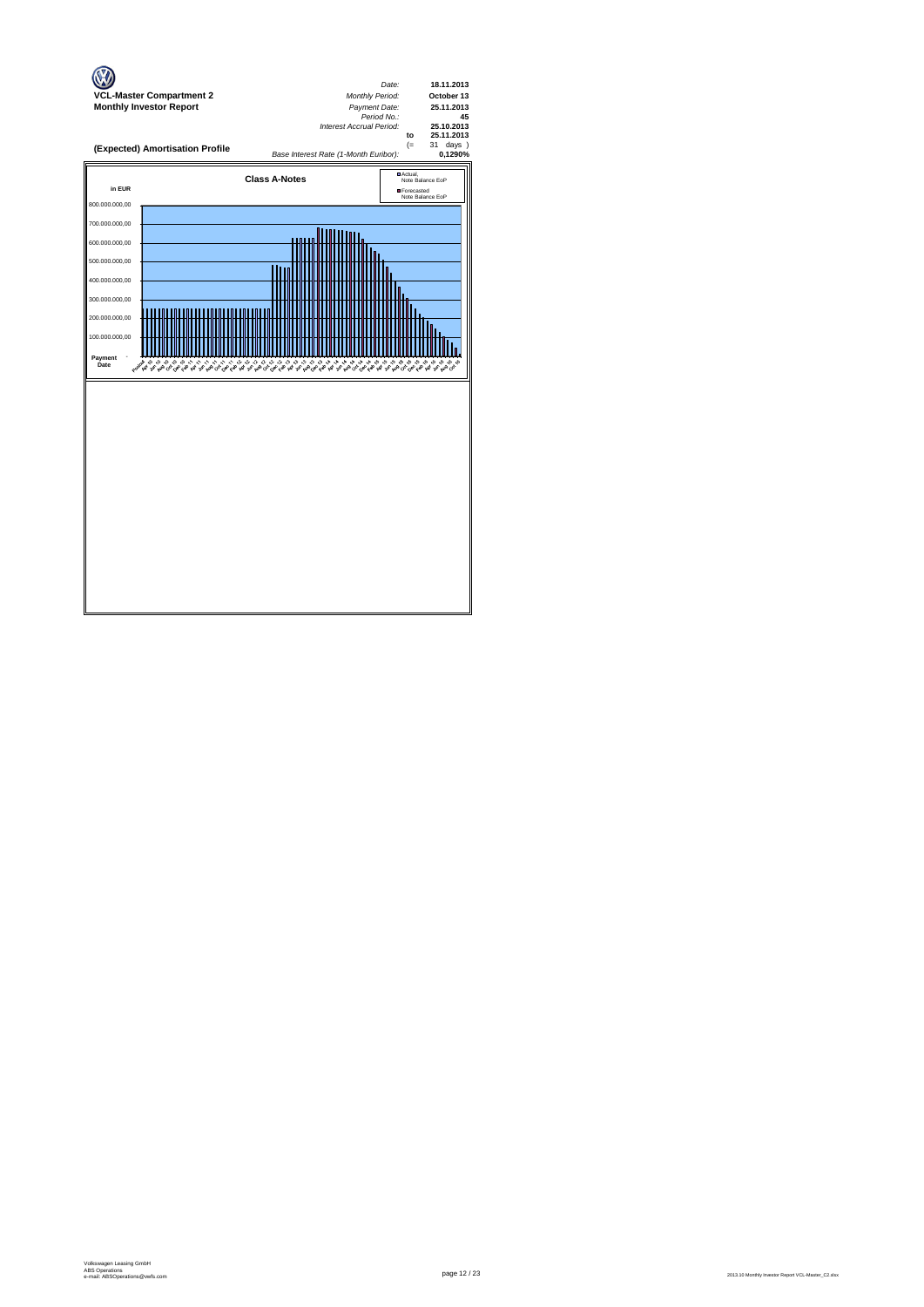**VCL-Master Compartment 2**
**Monthly Investor Report**

| | | |
|---|---|---|
| *Date:* | | **18.11.2013** |
| *Monthly Period:* | | **October 13** |
| *Payment Date:* | | **25.11.2013** |
| *Period No.:* | | **45** |
| *Interest Accrual Period:* | | **25.10.2013** |
| | **to** | **25.11.2013** |
| | (= | 31 days ) |
| *Base Interest Rate (1-Month Euribor):* | | **0,1290%** |

**(Expected) Amortisation Profile**

**Class A-Notes**

in EUR

Actual, Note Balance EoP

Forecasted Note Balance EoP

800.000.000,00
700.000.000,00
600.000.000,00
500.000.000,00
400.000.000,00
300.000.000,00
200.000.000,00
100.000.000,00
-

Payment Date

Volkswagen Leasing GmbH
ABS Operations
e-mail: ABSOperations@vwfs.com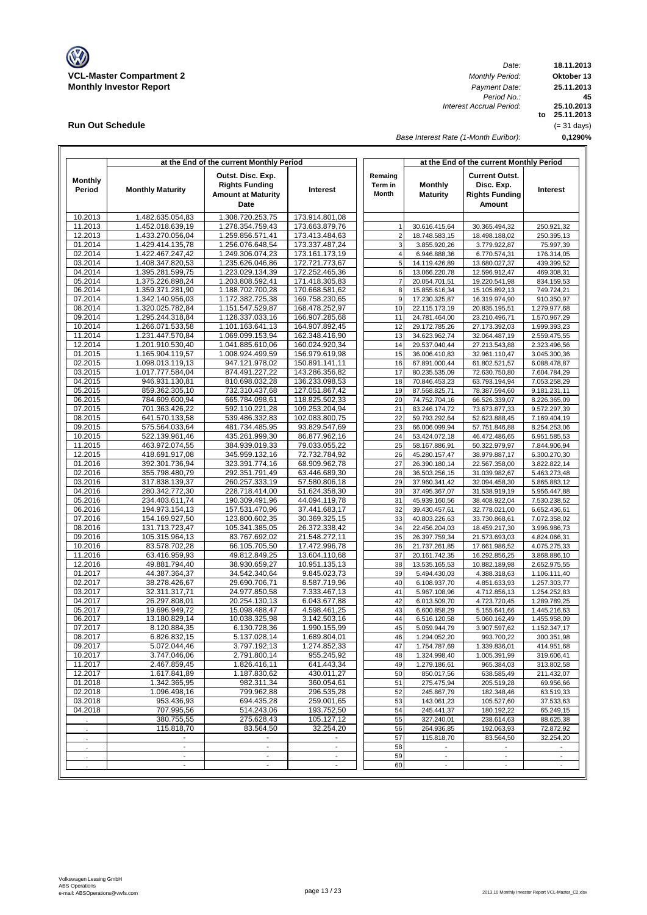**VCL-Master Compartment 2**
**Monthly Investor Report**

| | |
|---|---|
| *Date:* | **18.11.2013** |
| *Monthly Period:* | **Oktober 13** |
| *Payment Date:* | **25.11.2013** |
| *Period No.:* | **45** |
| *Interest Accrual Period:* | **25.10.2013** |
| **to** | **25.11.2013** |
| | (= 31 days) |
| *Base Interest Rate (1-Month Euribor):* | **0,1290%** |

## Run Out Schedule

| Monthly Period | at the End of the current Monthly Period<br>Monthly Maturity | Outst. Disc. Exp. Rights Funding Amount at Maturity Date | Interest | Remaing Term in Month | at the End of the current Monthly Period<br>Monthly Maturity | Current Outst. Disc. Exp. Rights Funding Amount | Interest |
|---|---|---|---|---|---|---|---|
| 10.2013 | 1.482.635.054,83 | 1.308.720.253,75 | 173.914.801,08 | | | | |
| 11.2013 | 1.452.018.639,19 | 1.278.354.759,43 | 173.663.879,76 | 1 | 30.616.415,64 | 30.365.494,32 | 250.921,32 |
| 12.2013 | 1.433.270.056,04 | 1.259.856.571,41 | 173.413.484,63 | 2 | 18.748.583,15 | 18.498.188,02 | 250.395,13 |
| 01.2014 | 1.429.414.135,78 | 1.256.076.648,54 | 173.337.487,24 | 3 | 3.855.920,26 | 3.779.922,87 | 75.997,39 |
| 02.2014 | 1.422.467.247,42 | 1.249.306.074,23 | 173.161.173,19 | 4 | 6.946.888,36 | 6.770.574,31 | 176.314,05 |
| 03.2014 | 1.408.347.820,53 | 1.235.626.046,86 | 172.721.773,67 | 5 | 14.119.426,89 | 13.680.027,37 | 439.399,52 |
| 04.2014 | 1.395.281.599,75 | 1.223.029.134,39 | 172.252.465,36 | 6 | 13.066.220,78 | 12.596.912,47 | 469.308,31 |
| 05.2014 | 1.375.226.898,24 | 1.203.808.592,41 | 171.418.305,83 | 7 | 20.054.701,51 | 19.220.541,98 | 834.159,53 |
| 06.2014 | 1.359.371.281,90 | 1.188.702.700,28 | 170.668.581,62 | 8 | 15.855.616,34 | 15.105.892,13 | 749.724,21 |
| 07.2014 | 1.342.140.956,03 | 1.172.382.725,38 | 169.758.230,65 | 9 | 17.230.325,87 | 16.319.974,90 | 910.350,97 |
| 08.2014 | 1.320.025.782,84 | 1.151.547.529,87 | 168.478.252,97 | 10 | 22.115.173,19 | 20.835.195,51 | 1.279.977,68 |
| 09.2014 | 1.295.244.318,84 | 1.128.337.033,16 | 166.907.285,68 | 11 | 24.781.464,00 | 23.210.496,71 | 1.570.967,29 |
| 10.2014 | 1.266.071.533,58 | 1.101.163.641,13 | 164.907.892,45 | 12 | 29.172.785,26 | 27.173.392,03 | 1.999.393,23 |
| 11.2014 | 1.231.447.570,84 | 1.069.099.153,94 | 162.348.416,90 | 13 | 34.623.962,74 | 32.064.487,19 | 2.559.475,55 |
| 12.2014 | 1.201.910.530,40 | 1.041.885.610,06 | 160.024.920,34 | 14 | 29.537.040,44 | 27.213.543,88 | 2.323.496,56 |
| 01.2015 | 1.165.904.119,57 | 1.008.924.499,59 | 156.979.619,98 | 15 | 36.006.410,83 | 32.961.110,47 | 3.045.300,36 |
| 02.2015 | 1.098.013.119,13 | 947.121.978,02 | 150.891.141,11 | 16 | 67.891.000,44 | 61.802.521,57 | 6.088.478,87 |
| 03.2015 | 1.017.777.584,04 | 874.491.227,22 | 143.286.356,82 | 17 | 80.235.535,09 | 72.630.750,80 | 7.604.784,29 |
| 04.2015 | 946.931.130,81 | 810.698.032,28 | 136.233.098,53 | 18 | 70.846.453,23 | 63.793.194,94 | 7.053.258,29 |
| 05.2015 | 859.362.305,10 | 732.310.437,68 | 127.051.867,42 | 19 | 87.568.825,71 | 78.387.594,60 | 9.181.231,11 |
| 06.2015 | 784.609.600,94 | 665.784.098,61 | 118.825.502,33 | 20 | 74.752.704,16 | 66.526.339,07 | 8.226.365,09 |
| 07.2015 | 701.363.426,22 | 592.110.221,28 | 109.253.204,94 | 21 | 83.246.174,72 | 73.673.877,33 | 9.572.297,39 |
| 08.2015 | 641.570.133,58 | 539.486.332,83 | 102.083.800,75 | 22 | 59.793.292,64 | 52.623.888,45 | 7.169.404,19 |
| 09.2015 | 575.564.033,64 | 481.734.485,95 | 93.829.547,69 | 23 | 66.006.099,94 | 57.751.846,88 | 8.254.253,06 |
| 10.2015 | 522.139.961,46 | 435.261.999,30 | 86.877.962,16 | 24 | 53.424.072,18 | 46.472.486,65 | 6.951.585,53 |
| 11.2015 | 463.972.074,55 | 384.939.019,33 | 79.033.055,22 | 25 | 58.167.886,91 | 50.322.979,97 | 7.844.906,94 |
| 12.2015 | 418.691.917,08 | 345.959.132,16 | 72.732.784,92 | 26 | 45.280.157,47 | 38.979.887,17 | 6.300.270,30 |
| 01.2016 | 392.301.736,94 | 323.391.774,16 | 68.909.962,78 | 27 | 26.390.180,14 | 22.567.358,00 | 3.822.822,14 |
| 02.2016 | 355.798.480,79 | 292.351.791,49 | 63.446.689,30 | 28 | 36.503.256,15 | 31.039.982,67 | 5.463.273,48 |
| 03.2016 | 317.838.139,37 | 260.257.333,19 | 57.580.806,18 | 29 | 37.960.341,42 | 32.094.458,30 | 5.865.883,12 |
| 04.2016 | 280.342.772,30 | 228.718.414,00 | 51.624.358,30 | 30 | 37.495.367,07 | 31.538.919,19 | 5.956.447,88 |
| 05.2016 | 234.403.611,74 | 190.309.491,96 | 44.094.119,78 | 31 | 45.939.160,56 | 38.408.922,04 | 7.530.238,52 |
| 06.2016 | 194.973.154,13 | 157.531.470,96 | 37.441.683,17 | 32 | 39.430.457,61 | 32.778.021,00 | 6.652.436,61 |
| 07.2016 | 154.169.927,50 | 123.800.602,35 | 30.369.325,15 | 33 | 40.803.226,63 | 33.730.868,61 | 7.072.358,02 |
| 08.2016 | 131.713.723,47 | 105.341.385,05 | 26.372.338,42 | 34 | 22.456.204,03 | 18.459.217,30 | 3.996.986,73 |
| 09.2016 | 105.315.964,13 | 83.767.692,02 | 21.548.272,11 | 35 | 26.397.759,34 | 21.573.693,03 | 4.824.066,31 |
| 10.2016 | 83.578.702,28 | 66.105.705,50 | 17.472.996,78 | 36 | 21.737.261,85 | 17.661.986,52 | 4.075.275,33 |
| 11.2016 | 63.416.959,93 | 49.812.849,25 | 13.604.110,68 | 37 | 20.161.742,35 | 16.292.856,25 | 3.868.886,10 |
| 12.2016 | 49.881.794,40 | 38.930.659,27 | 10.951.135,13 | 38 | 13.535.165,53 | 10.882.189,98 | 2.652.975,55 |
| 01.2017 | 44.387.364,37 | 34.542.340,64 | 9.845.023,73 | 39 | 5.494.430,03 | 4.388.318,63 | 1.106.111,40 |
| 02.2017 | 38.278.426,67 | 29.690.706,71 | 8.587.719,96 | 40 | 6.108.937,70 | 4.851.633,93 | 1.257.303,77 |
| 03.2017 | 32.311.317,71 | 24.977.850,58 | 7.333.467,13 | 41 | 5.967.108,96 | 4.712.856,13 | 1.254.252,83 |
| 04.2017 | 26.297.808,01 | 20.254.130,13 | 6.043.677,88 | 42 | 6.013.509,70 | 4.723.720,45 | 1.289.789,25 |
| 05.2017 | 19.696.949,72 | 15.098.488,47 | 4.598.461,25 | 43 | 6.600.858,29 | 5.155.641,66 | 1.445.216,63 |
| 06.2017 | 13.180.829,14 | 10.038.325,98 | 3.142.503,16 | 44 | 6.516.120,58 | 5.060.162,49 | 1.455.958,09 |
| 07.2017 | 8.120.884,35 | 6.130.728,36 | 1.990.155,99 | 45 | 5.059.944,79 | 3.907.597,62 | 1.152.347,17 |
| 08.2017 | 6.826.832,15 | 5.137.028,14 | 1.689.804,01 | 46 | 1.294.052,20 | 993.700,22 | 300.351,98 |
| 09.2017 | 5.072.044,46 | 3.797.192,13 | 1.274.852,33 | 47 | 1.754.787,69 | 1.339.836,01 | 414.951,68 |
| 10.2017 | 3.747.046,06 | 2.791.800,14 | 955.245,92 | 48 | 1.324.998,40 | 1.005.391,99 | 319.606,41 |
| 11.2017 | 2.467.859,45 | 1.826.416,11 | 641.443,34 | 49 | 1.279.186,61 | 965.384,03 | 313.802,58 |
| 12.2017 | 1.617.841,89 | 1.187.830,62 | 430.011,27 | 50 | 850.017,56 | 638.585,49 | 211.432,07 |
| 01.2018 | 1.342.365,95 | 982.311,34 | 360.054,61 | 51 | 275.475,94 | 205.519,28 | 69.956,66 |
| 02.2018 | 1.096.498,16 | 799.962,88 | 296.535,28 | 52 | 245.867,79 | 182.348,46 | 63.519,33 |
| 03.2018 | 953.436,93 | 694.435,28 | 259.001,65 | 53 | 143.061,23 | 105.527,60 | 37.533,63 |
| 04.2018 | 707.995,56 | 514.243,06 | 193.752,50 | 54 | 245.441,37 | 180.192,22 | 65.249,15 |
| . | 380.755,55 | 275.628,43 | 105.127,12 | 55 | 327.240,01 | 238.614,63 | 88.625,38 |
| . | 115.818,70 | 83.564,50 | 32.254,20 | 56 | 264.936,85 | 192.063,93 | 72.872,92 |
| . | - | - | - | 57 | 115.818,70 | 83.564,50 | 32.254,20 |
| . | - | - | - | 58 | - | - | - |
| . | - | - | - | 59 | - | - | - |
| . | - | - | - | 60 | - | - | - |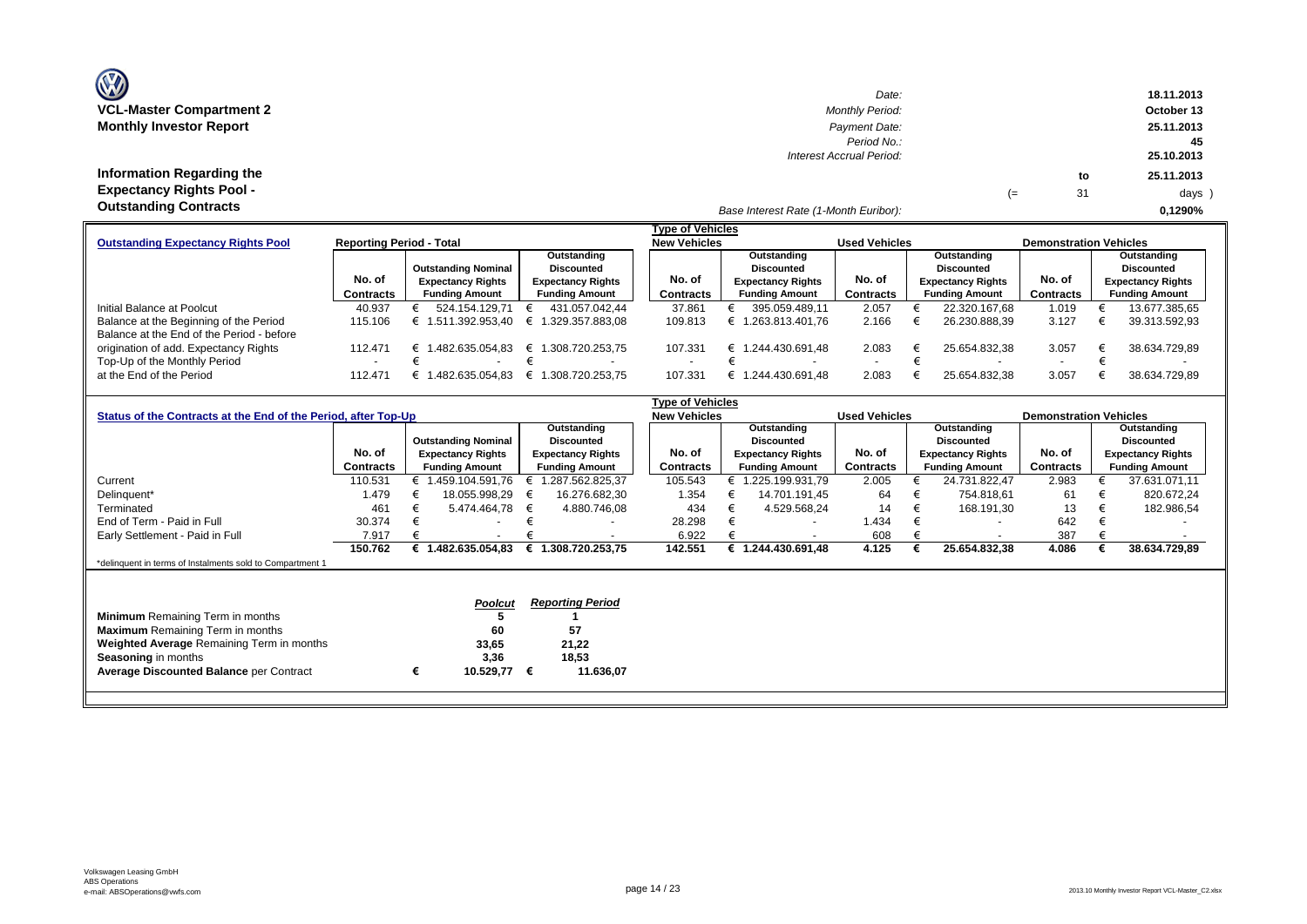**VCL-Master Compartment 2**
**Monthly Investor Report**

| | |
|---|---|
| Date: | 18.11.2013 |
| Monthly Period: | October 13 |
| Payment Date: | 25.11.2013 |
| Period No.: | 45 |
| Interest Accrual Period: | 25.10.2013 to 25.11.2013 (= 31 days ) |
| Base Interest Rate (1-Month Euribor): | 0,1290% |

## Information Regarding the Expectancy Rights Pool - Outstanding Contracts

| Outstanding Expectancy Rights Pool | Reporting Period - Total | | | New Vehicles | | Used Vehicles | | Demonstration Vehicles | |
|---|---|---|---|---|---|---|---|---|---|
| | No. of Contracts | Outstanding Nominal Expectancy Rights Funding Amount | Outstanding Discounted Expectancy Rights Funding Amount | No. of Contracts | Outstanding Discounted Expectancy Rights Funding Amount | No. of Contracts | Outstanding Discounted Expectancy Rights Funding Amount | No. of Contracts | Outstanding Discounted Expectancy Rights Funding Amount |
| Initial Balance at Poolcut | 40.937 | € 524.154.129,71 | € 431.057.042,44 | 37.861 | € 395.059.489,11 | 2.057 | € 22.320.167,68 | 1.019 | € 13.677.385,65 |
| Balance at the Beginning of the Period | 115.106 | € 1.511.392.953,40 | € 1.329.357.883,08 | 109.813 | € 1.263.813.401,76 | 2.166 | € 26.230.888,39 | 3.127 | € 39.313.592,93 |
| Balance at the End of the Period - before origination of add. Expectancy Rights | 112.471 | € 1.482.635.054,83 | € 1.308.720.253,75 | 107.331 | € 1.244.430.691,48 | 2.083 | € 25.654.832,38 | 3.057 | € 38.634.729,89 |
| Top-Up of the Monthly Period | - | € - | € - | - | € - | - | € - | - | € - |
| at the End of the Period | 112.471 | € 1.482.635.054,83 | € 1.308.720.253,75 | 107.331 | € 1.244.430.691,48 | 2.083 | € 25.654.832,38 | 3.057 | € 38.634.729,89 |

| Status of the Contracts at the End of the Period, after Top-Up | | | | New Vehicles | | Used Vehicles | | Demonstration Vehicles | |
|---|---|---|---|---|---|---|---|---|---|
| | No. of Contracts | Outstanding Nominal Expectancy Rights Funding Amount | Outstanding Discounted Expectancy Rights Funding Amount | No. of Contracts | Outstanding Discounted Expectancy Rights Funding Amount | No. of Contracts | Outstanding Discounted Expectancy Rights Funding Amount | No. of Contracts | Outstanding Discounted Expectancy Rights Funding Amount |
| Current | 110.531 | € 1.459.104.591,76 | € 1.287.562.825,37 | 105.543 | € 1.225.199.931,79 | 2.005 | € 24.731.822,47 | 2.983 | € 37.631.071,11 |
| Delinquent* | 1.479 | € 18.055.998,29 | € 16.276.682,30 | 1.354 | € 14.701.191,45 | 64 | € 754.818,61 | 61 | € 820.672,24 |
| Terminated | 461 | € 5.474.464,78 | € 4.880.746,08 | 434 | € 4.529.568,24 | 14 | € 168.191,30 | 13 | € 182.986,54 |
| End of Term - Paid in Full | 30.374 | € - | € - | 28.298 | € - | 1.434 | € - | 642 | € - |
| Early Settlement - Paid in Full | 7.917 | € - | € - | 6.922 | € - | 608 | € - | 387 | € - |
| | **150.762** | **€ 1.482.635.054,83** | **€ 1.308.720.253,75** | **142.551** | **€ 1.244.430.691,48** | **4.125** | **€ 25.654.832,38** | **4.086** | **€ 38.634.729,89** |

*delinquent in terms of Instalments sold to Compartment 1

| | *Poolcut* | *Reporting Period* |
|---|---|---|
| **Minimum** Remaining Term in months | 5 | 1 |
| **Maximum** Remaining Term in months | 60 | 57 |
| **Weighted Average** Remaining Term in months | 33,65 | 21,22 |
| **Seasoning** in months | 3,36 | 18,53 |
| **Average Discounted Balance** per Contract | € 10.529,77 | € 11.636,07 |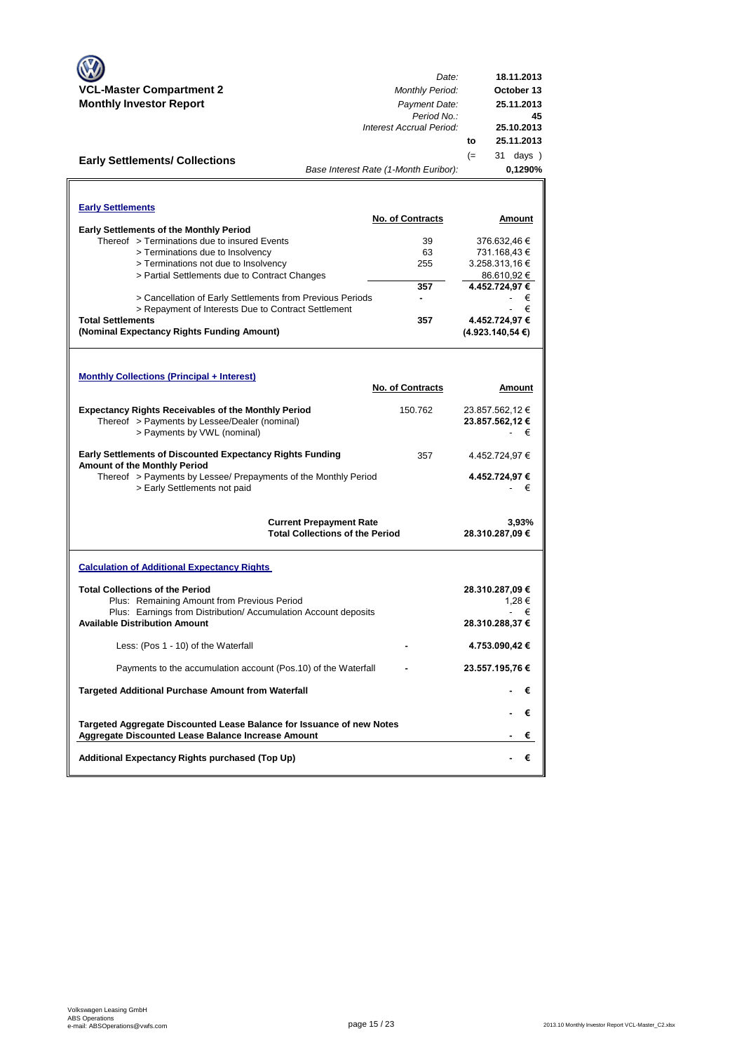**VCL-Master Compartment 2**
**Monthly Investor Report**

| | |
|---|---|
| *Date:* | **18.11.2013** |
| *Monthly Period:* | **October 13** |
| *Payment Date:* | **25.11.2013** |
| *Period No.:* | **45** |
| *Interest Accrual Period:* | **25.10.2013** |
| **to** | **25.11.2013** |
| (= | 31 days ) |
| *Base Interest Rate (1-Month Euribor):* | **0,1290%** |

## Early Settlements/ Collections

### Early Settlements

| | No. of Contracts | Amount |
|---|---|---|
| **Early Settlements of the Monthly Period** | | |
| Thereof > Terminations due to insured Events | 39 | 376.632,46 € |
| > Terminations due to Insolvency | 63 | 731.168,43 € |
| > Terminations not due to Insolvency | 255 | 3.258.313,16 € |
| > Partial Settlements due to Contract Changes | | 86.610,92 € |
| | **357** | **4.452.724,97 €** |
| > Cancellation of Early Settlements from Previous Periods | - | - € |
| > Repayment of Interests Due to Contract Settlement | | - € |
| **Total Settlements** | **357** | **4.452.724,97 €** |
| **(Nominal Expectancy Rights Funding Amount)** | | **(4.923.140,54 €)** |

### Monthly Collections (Principal + Interest)

| | No. of Contracts | Amount |
|---|---|---|
| **Expectancy Rights Receivables of the Monthly Period** | 150.762 | 23.857.562,12 € |
| Thereof > Payments by Lessee/Dealer (nominal) | | **23.857.562,12 €** |
| > Payments by VWL (nominal) | | - € |
| **Early Settlements of Discounted Expectancy Rights Funding Amount of the Monthly Period** | 357 | 4.452.724,97 € |
| Thereof > Payments by Lessee/ Prepayments of the Monthly Period | | **4.452.724,97 €** |
| > Early Settlements not paid | | - € |
| **Current Prepayment Rate** | | **3,93%** |
| **Total Collections of the Period** | | **28.310.287,09 €** |

### Calculation of Additional Expectancy Rights

| | | |
|---|---|---|
| **Total Collections of the Period** | | **28.310.287,09 €** |
| Plus: Remaining Amount from Previous Period | | 1,28 € |
| Plus: Earnings from Distribution/ Accumulation Account deposits | | - € |
| **Available Distribution Amount** | | **28.310.288,37 €** |
| Less: (Pos 1 - 10) of the Waterfall | - | **4.753.090,42 €** |
| Payments to the accumulation account (Pos.10) of the Waterfall | - | **23.557.195,76 €** |
| **Targeted Additional Purchase Amount from Waterfall** | | **- €** |
| | | **- €** |
| **Targeted Aggregate Discounted Lease Balance for Issuance of new Notes** | | |
| **Aggregate Discounted Lease Balance Increase Amount** | | **- €** |
| **Additional Expectancy Rights purchased (Top Up)** | | **- €** |

Volkswagen Leasing GmbH
ABS Operations
e-mail: ABSOperations@vwfs.com

2013.10 Monthly Investor Report VCL-Master_C2.xlsx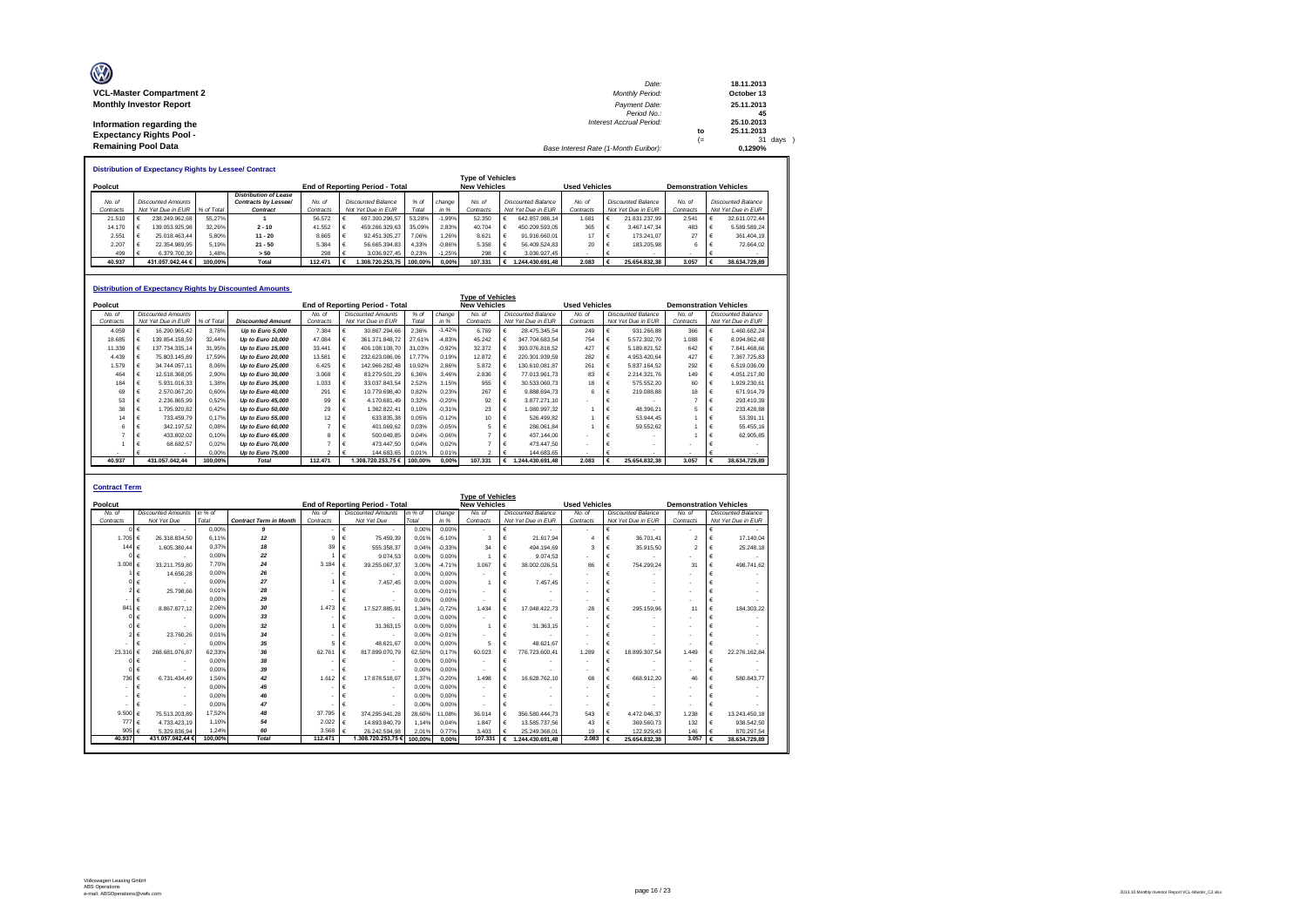**VCL-Master Compartment 2**
**Monthly Investor Report**

**Information regarding the Expectancy Rights Pool - Remaining Pool Data**

| | | |
|---|---|---|
| Date: | | 18.11.2013 |
| Monthly Period: | | October 13 |
| Payment Date: | | 25.11.2013 |
| Period No.: | | 45 |
| Interest Accrual Period: | | 25.10.2013 |
| | to | 25.11.2013 |
| | (= | 31 days ) |
| Base Interest Rate (1-Month Euribor): | | 0,1290% |

## Distribution of Expectancy Rights by Lessee/ Contract

| Poolcut | | | | End of Reporting Period - Total | | | | Type of Vehicles New Vehicles | | Used Vehicles | | Demonstration Vehicles | |
|---|---|---|---|---|---|---|---|---|---|---|---|---|---|
| No. of Contracts | Discounted Amounts Not Yet Due in EUR | % of Total | Distribution of Lease Contracts by Lessee/ Contract | No. of Contracts | Discounted Balance Not Yet Due in EUR | % of Total | change in % | No. of Contracts | Discounted Balance Not Yet Due in EUR | No. of Contracts | Discounted Balance Not Yet Due in EUR | No. of Contracts | Discounted Balance Not Yet Due in EUR |
| 21.510 | € 238.249.962,68 | 55,27% | 1 | 56.572 | € 697.300.296,57 | 53,28% | -1,99% | 52.350 | € 642.857.986,14 | 1.681 | € 21.831.237,99 | 2.541 | € 32.611.072,44 |
| 14.170 | € 139.053.925,98 | 32,26% | 2 - 10 | 41.552 | € 459.266.329,63 | 35,09% | 2,83% | 40.704 | € 450.209.593,05 | 365 | € 3.467.147,34 | 483 | € 5.589.589,24 |
| 2.551 | € 25.018.463,44 | 5,80% | 11 - 20 | 8.665 | € 92.451.305,27 | 7,06% | 1,26% | 8.621 | € 91.916.660,01 | 17 | € 173.241,07 | 27 | € 361.404,19 |
| 2.207 | € 22.354.989,95 | 5,19% | 21 - 50 | 5.384 | € 56.665.394,83 | 4,33% | -0,86% | 5.358 | € 56.409.524,83 | 20 | € 183.205,98 | 6 | € 72.664,02 |
| 499 | € 6.379.700,39 | 1,48% | > 50 | 298 | € 3.036.927,45 | 0,23% | -1,25% | 298 | € 3.036.927,45 | - | € - | - | € - |
| 40.937 | 431.057.042,44 € | 100,00% | Total | 112.471 | € 1.308.720.253,75 | 100,00% | 0,00% | 107.331 | € 1.244.430.691,48 | 2.083 | € 25.654.832,38 | 3.057 | € 38.634.729,89 |

## Distribution of Expectancy Rights by Discounted Amounts

| Poolcut | | | | End of Reporting Period - Total | | | | Type of Vehicles New Vehicles | | Used Vehicles | | Demonstration Vehicles | |
|---|---|---|---|---|---|---|---|---|---|---|---|---|---|
| No. of Contracts | Discounted Amounts Not Yet Due in EUR | % of Total | Discounted Amount | No. of Contracts | Discounted Amounts Not Yet Due in EUR | % of Total | change in % | No. of Contracts | Discounted Balance Not Yet Due in EUR | No. of Contracts | Discounted Balance Not Yet Due in EUR | No. of Contracts | Discounted Balance Not Yet Due in EUR |
| 4.059 | € 16.290.965,42 | 3,78% | Up to Euro 5,000 | 7.384 | € 30.867.294,66 | 2,36% | -1,42% | 6.769 | € 28.475.345,54 | 249 | € 931.266,88 | 366 | € 1.460.682,24 |
| 18.685 | € 139.854.158,59 | 32,44% | Up to Euro 10,000 | 47.084 | € 361.371.848,72 | 27,61% | -4,83% | 45.242 | € 347.704.683,54 | 754 | € 5.572.302,70 | 1.088 | € 8.094.862,48 |
| 11.339 | € 137.734.335,14 | 31,95% | Up to Euro 15,000 | 33.441 | € 406.108.108,70 | 31,03% | -0,92% | 32.372 | € 393.076.818,52 | 427 | € 5.189.821,52 | 642 | € 7.841.468,66 |
| 4.439 | € 75.803.145,89 | 17,59% | Up to Euro 20,000 | 13.581 | € 232.623.086,06 | 17,77% | 0,19% | 12.872 | € 220.301.939,59 | 282 | € 4.953.420,64 | 427 | € 7.367.725,83 |
| 1.579 | € 34.744.057,11 | 8,06% | Up to Euro 25,000 | 6.425 | € 142.966.282,48 | 10,92% | 2,86% | 5.872 | € 130.610.081,87 | 261 | € 5.837.164,52 | 292 | € 6.519.036,09 |
| 464 | € 12.518.368,05 | 2,90% | Up to Euro 30,000 | 3.068 | € 83.279.501,29 | 6,36% | 3,46% | 2.836 | € 77.013.961,73 | 83 | € 2.214.321,76 | 149 | € 4.051.217,80 |
| 184 | € 5.931.016,33 | 1,38% | Up to Euro 35,000 | 1.033 | € 33.037.843,54 | 2,52% | 1,15% | 955 | € 30.533.060,73 | 18 | € 575.552,20 | 60 | € 1.929.230,61 |
| 69 | € 2.570.067,20 | 0,60% | Up to Euro 40,000 | 291 | € 10.779.698,40 | 0,82% | 0,23% | 267 | € 9.888.694,73 | 6 | € 219.088,88 | 18 | € 671.914,79 |
| 53 | € 2.236.865,99 | 0,52% | Up to Euro 45,000 | 99 | € 4.170.681,49 | 0,32% | -0,20% | 92 | € 3.877.271,10 | - | € - | 7 | € 293.410,39 |
| 38 | € 1.795.920,82 | 0,42% | Up to Euro 50,000 | 29 | € 1.362.822,41 | 0,10% | -0,31% | 23 | € 1.080.997,32 | 1 | € 48.396,21 | 5 | € 233.428,88 |
| 14 | € 733.459,79 | 0,17% | Up to Euro 55,000 | 12 | € 633.835,38 | 0,05% | -0,12% | 10 | € 526.499,82 | 1 | € 53.944,45 | 1 | € 53.391,11 |
| 6 | € 342.197,52 | 0,08% | Up to Euro 60,000 | 7 | € 401.069,62 | 0,03% | -0,05% | 5 | € 286.061,84 | 1 | € 59.552,62 | 1 | € 55.455,16 |
| 7 | € 433.802,02 | 0,10% | Up to Euro 65,000 | 8 | € 500.049,85 | 0,04% | -0,06% | 7 | € 437.144,00 | - | € - | 1 | € 62.905,85 |
| 1 | € 68.682,57 | 0,02% | Up to Euro 70,000 | 7 | € 473.447,50 | 0,04% | 0,02% | 7 | € 473.447,50 | - | € - | - | € - |
| - | € - | 0,00% | Up to Euro 75,000 | 2 | € 144.683,65 | 0,01% | 0,01% | 2 | € 144.683,65 | - | € - | - | € - |
| 40.937 | 431.057.042,44 | 100,00% | Total | 112.471 | 1.308.720.253,75 € | 100,00% | 0,00% | 107.331 | € 1.244.430.691,48 | 2.083 | € 25.654.832,38 | 3.057 | € 38.634.729,89 |

## Contract Term

| Poolcut | | | | End of Reporting Period - Total | | | | Type of Vehicles New Vehicles | | Used Vehicles | | Demonstration Vehicles | |
|---|---|---|---|---|---|---|---|---|---|---|---|---|---|
| No. of Contracts | Discounted Amounts Not Yet Due | in % of Total | Contract Term in Month | No. of Contracts | Discounted Amounts Not Yet Due | in % of Total | change in % | No. of Contracts | Discounted Balance Not Yet Due in EUR | No. of Contracts | Discounted Balance Not Yet Due in EUR | No. of Contracts | Discounted Balance Not Yet Due in EUR |
| 0 | € - | 0,00% | 9 | - | € - | 0,00% | 0,00% | - | € - | - | € - | - | € - |
| 1.705 | € 26.318.834,50 | 6,11% | 12 | 9 | € 75.459,39 | 0,01% | -6,10% | 3 | € 21.617,94 | 4 | € 36.701,41 | 2 | € 17.140,04 |
| 144 | € 1.605.380,44 | 0,37% | 18 | 39 | € 555.358,37 | 0,04% | -0,33% | 34 | € 494.194,69 | 3 | € 35.915,50 | 2 | € 25.248,18 |
| 0 | € - | 0,00% | 22 | 1 | € 9.074,53 | 0,00% | 0,00% | 1 | € 9.074,53 | - | € - | - | € - |
| 3.008 | € 33.211.759,80 | 7,70% | 24 | 3.184 | € 39.255.067,37 | 3,00% | -4,71% | 3.067 | € 38.002.026,51 | 86 | € 754.299,24 | 31 | € 498.741,62 |
| 1 | € 14.656,28 | 0,00% | 26 | - | € - | 0,00% | 0,00% | - | € - | - | € - | - | € - |
| 0 | € - | 0,00% | 27 | 1 | € 7.457,45 | 0,00% | 0,00% | 1 | € 7.457,45 | - | € - | - | € - |
| 2 | € 25.798,66 | 0,01% | 28 | - | € - | 0,00% | -0,01% | - | € - | - | € - | - | € - |
| - | € - | 0,00% | 29 | - | € - | 0,00% | 0,00% | - | € - | - | € - | - | € - |
| 841 | € 8.867.877,12 | 2,06% | 30 | 1.473 | € 17.527.885,91 | 1,34% | -0,72% | 1.434 | € 17.048.422,73 | 28 | € 295.159,96 | 11 | € 184.303,22 |
| 0 | € - | 0,00% | 33 | - | € - | 0,00% | 0,00% | - | € - | - | € - | - | € - |
| 0 | € - | 0,00% | 32 | 1 | € 31.363,15 | 0,00% | 0,00% | 1 | € 31.363,15 | - | € - | - | € - |
| 2 | € 23.760,26 | 0,01% | 34 | - | € - | 0,00% | -0,01% | - | € - | - | € - | - | € - |
| - | € - | 0,00% | 35 | 5 | € 48.621,67 | 0,00% | 0,00% | 5 | € 48.621,67 | - | € - | - | € - |
| 23.316 | € 268.681.076,87 | 62,33% | 36 | 62.761 | € 817.899.070,79 | 62,50% | 0,17% | 60.023 | € 776.723.600,41 | 1.289 | € 18.899.307,54 | 1.449 | € 22.276.162,84 |
| 0 | € - | 0,00% | 38 | - | € - | 0,00% | 0,00% | - | € - | - | € - | - | € - |
| 0 | € - | 0,00% | 39 | - | € - | 0,00% | 0,00% | - | € - | - | € - | - | € - |
| 736 | € 6.731.434,49 | 1,56% | 42 | 1.612 | € 17.878.518,07 | 1,37% | -0,20% | 1.498 | € 16.628.762,10 | 68 | € 668.912,20 | 46 | € 580.843,77 |
| - | € - | 0,00% | 45 | - | € - | 0,00% | 0,00% | - | € - | - | € - | - | € - |
| - | € - | 0,00% | 46 | - | € - | 0,00% | 0,00% | - | € - | - | € - | - | € - |
| - | € - | 0,00% | 47 | - | € - | 0,00% | 0,00% | - | € - | - | € - | - | € - |
| 9.500 | € 75.513.203,89 | 17,52% | 48 | 37.795 | € 374.295.941,28 | 28,60% | 11,08% | 36.014 | € 356.580.444,73 | 543 | € 4.472.046,37 | 1.238 | € 13.243.450,18 |
| 777 | € 4.733.423,19 | 1,10% | 54 | 2.022 | € 14.893.840,79 | 1,14% | 0,04% | 1.847 | € 13.585.737,56 | 43 | € 369.560,73 | 132 | € 938.542,50 |
| 905 | € 5.329.836,94 | 1,24% | 60 | 3.568 | € 26.242.594,98 | 2,01% | 0,77% | 3.403 | € 25.249.368,01 | 19 | € 122.929,43 | 146 | € 870.297,54 |
| 40.937 | 431.057.042,44 € | 100,00% | Total | 112.471 | 1.308.720.253,75 € | 100,00% | 0,00% | 107.331 | € 1.244.430.691,48 | 2.083 | € 25.654.832,38 | 3.057 | € 38.634.729,89 |

Volkswagen Leasing GmbH
ABS Operations
e-mail: ABSOperations@vwfs.com

2013.10 Monthly Investor Report VCL-Master_C2.xlsx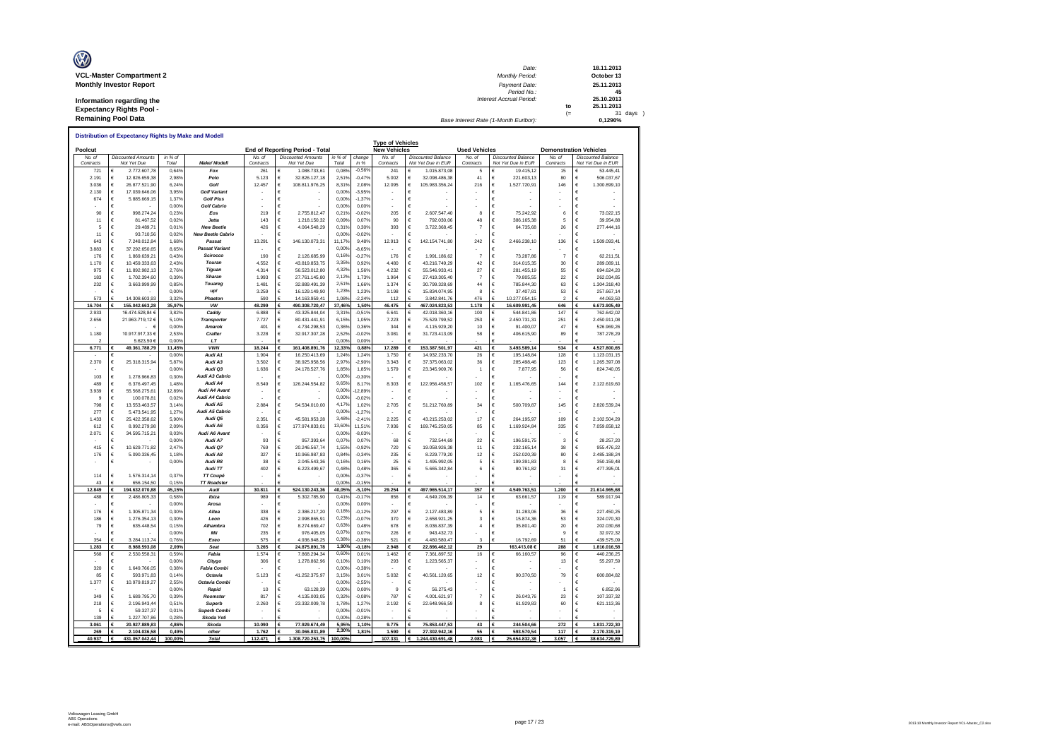**VCL-Master Compartment 2**
**Monthly Investor Report**

**Information regarding the Expectancy Rights Pool - Remaining Pool Data**

| | |
|---|---|
| Date: | 18.11.2013 |
| Monthly Period: | October 13 |
| Payment Date: | 25.11.2013 |
| Period No.: | 45 |
| Interest Accrual Period: | 25.10.2013 |
| to | 25.11.2013 |
| (= | 31 days ) |
| Base Interest Rate (1-Month Euribor): | 0,1290% |

**Distribution of Expectancy Rights by Make and Modell**

| Poolcut | | | | End of Reporting Period - Total | | | | Type of Vehicles: New Vehicles | | Used Vehicles | | Demonstration Vehicles | |
|---|---|---|---|---|---|---|---|---|---|---|---|---|---|
| No. of Contracts | Discounted Amounts Not Yet Due | in % of Total | Make/ Modell | No. of Contracts | Discounted Amounts Not Yet Due | in % of Total | change in % | No. of Contracts | Discounted Balance Not Yet Due in EUR | No. of Contracts | Discounted Balance Not Yet Due in EUR | No. of Contracts | Discounted Balance Not Yet Due in EUR |
| 721 | € 2.772.607,78 | 0,64% | Fox | 261 | € 1.088.733,61 | 0,08% | -0,56% | 241 | € 1.015.873,08 | 5 | € 19.415,12 | 15 | € 53.445,41 |
| 2.191 | € 12.826.659,38 | 2,98% | Polo | 5.123 | € 32.826.127,18 | 2,51% | -0,47% | 5.002 | € 32.098.486,38 | 41 | € 221.603,13 | 80 | € 506.037,67 |
| 3.036 | € 26.877.521,90 | 6,24% | Golf | 12.457 | € 108.811.976,25 | 8,31% | 2,08% | 12.095 | € 105.983.356,24 | 216 | € 1.527.720,91 | 146 | € 1.300.899,10 |
| 2.130 | € 17.039.646,06 | 3,95% | Golf Variant | - | € - | 0,00% | -3,95% | - | € - | - | € - | - | € - |
| 674 | € 5.885.669,15 | 1,37% | Golf Plus | - | € - | 0,00% | -1,37% | - | € - | - | € - | - | € - |
| - | € - | 0,00% | Golf Cabrio | - | € - | 0,00% | 0,00% | - | € - | - | € - | - | € - |
| 90 | € 998.274,24 | 0,23% | Eos | 219 | € 2.755.812,47 | 0,21% | -0,02% | 205 | € 2.607.547,40 | 8 | € 75.242,92 | 6 | € 73.022,15 |
| 11 | € 81.467,52 | 0,02% | Jetta | 143 | € 1.218.150,32 | 0,09% | 0,07% | 90 | € 792.030,06 | 48 | € 386.165,38 | 5 | € 39.954,88 |
| 5 | € 29.489,71 | 0,01% | New Beetle | 426 | € 4.064.548,29 | 0,31% | 0,30% | 393 | € 3.722.368,45 | 7 | € 64.735,68 | 26 | € 277.444,16 |
| 11 | € 93.710,56 | 0,02% | New Beetle Cabrio | - | € - | 0,00% | -0,02% | - | € - | - | € - | - | € - |
| 643 | € 7.248.012,84 | 1,68% | Passat | 13.291 | € 146.130.073,31 | 11,17% | 9,48% | 12.913 | € 142.154.741,80 | 242 | € 2.466.238,10 | 136 | € 1.509.093,41 |
| 3.883 | € 37.292.650,65 | 8,65% | Passat Variant | - | € - | 0,00% | -8,65% | - | € - | - | € - | - | € - |
| 176 | € 1.869.639,21 | 0,43% | Scirocco | 190 | € 2.126.685,99 | 0,16% | -0,27% | 176 | € 1.991.186,62 | 7 | € 73.287,86 | 7 | € 62.211,51 |
| 1.170 | € 10.459.333,63 | 2,43% | Touran | 4.552 | € 43.819.853,75 | 3,35% | 0,92% | 4.480 | € 43.216.749,29 | 42 | € 314.015,35 | 30 | € 289.089,11 |
| 975 | € 11.892.982,13 | 2,76% | Tiguan | 4.314 | € 56.523.012,80 | 4,32% | 1,56% | 4.232 | € 55.546.933,41 | 27 | € 281.455,19 | 55 | € 694.624,20 |
| 183 | € 1.702.394,60 | 0,39% | Sharan | 1.993 | € 27.761.145,80 | 2,12% | 1,73% | 1.964 | € 27.419.305,40 | 7 | € 79.805,55 | 22 | € 262.034,85 |
| 232 | € 3.663.999,99 | 0,85% | Touareg | 1.481 | € 32.889.491,39 | 2,51% | 1,66% | 1.374 | € 30.799.328,69 | 44 | € 785.844,30 | 63 | € 1.304.318,40 |
| - | € - | 0,00% | up! | 3.259 | € 16.129.149,90 | 1,23% | 1,23% | 3.198 | € 15.834.074,95 | 8 | € 37.407,81 | 53 | € 257.667,14 |
| 573 | € 14.308.603,93 | 3,32% | Phaeton | 590 | € 14.163.959,41 | 1,08% | -2,24% | 112 | € 3.842.841,76 | 476 | € 10.277.054,15 | 2 | € 44.063,50 |
| **16.704** | **€ 155.042.663,28** | **35,97%** | **VW** | **48.299** | **€ 490.308.720,47** | **37,46%** | **1,50%** | **46.475** | **€ 467.024.823,53** | **1.178** | **€ 16.609.991,45** | **646** | **€ 6.673.905,49** |
| 2.933 | 16.474.528,84 € | 3,82% | Caddy | 6.888 | € 43.325.844,04 | 3,31% | -0,51% | 6.641 | € 42.018.360,16 | 100 | € 544.841,86 | 147 | € 762.642,02 |
| 2.656 | 21.963.719,12 € | 5,10% | Transporter | 7.727 | € 80.431.441,91 | 6,15% | 1,05% | 7.223 | € 75.529.799,52 | 253 | € 2.450.731,31 | 251 | € 2.450.911,08 |
| - | € | 0,00% | Amarok | 401 | € 4.734.298,53 | 0,36% | 0,36% | 344 | € 4.115.929,20 | 10 | € 91.400,07 | 47 | € 526.969,26 |
| 1.180 | 10.917.917,33 € | 2,53% | Crafter | 3.228 | € 32.917.307,28 | 2,52% | -0,02% | 3.081 | € 31.723.413,09 | 58 | € 406.615,90 | 89 | € 787.278,29 |
| 2 | 5.623,50 € | 0,00% | LT | - | € - | 0,00% | 0,00% | - | € - | - | € - | - | € - |
| **6.771** | **€ 49.361.788,79** | **11,45%** | **VWN** | **18.244** | **€ 161.408.891,76** | **12,33%** | **0,88%** | **17.289** | **€ 153.387.501,97** | **421** | **€ 3.493.589,14** | **534** | **€ 4.527.800,65** |
| - | € - | 0,00% | Audi A1 | 1.904 | € 16.250.413,69 | 1,24% | 1,24% | 1.750 | € 14.932.233,70 | 26 | € 195.148,84 | 128 | € 1.123.031,15 |
| 2.370 | € 25.318.315,94 | 5,87% | Audi A3 | 3.502 | € 38.925.958,56 | 2,97% | -2,90% | 3.343 | € 37.375.063,02 | 36 | € 285.498,46 | 123 | € 1.265.397,08 |
| - | € - | 0,00% | Audi Q3 | 1.636 | € 24.178.527,76 | 1,85% | 1,85% | 1.579 | € 23.345.909,76 | 1 | € 7.877,95 | 56 | € 824.740,05 |
| 103 | € 1.278.966,83 | 0,30% | Audi A3 Cabrio | - | € - | 0,00% | -0,30% | - | € - | - | € - | - | € - |
| 489 | € 6.376.497,45 | 1,48% | Audi A4 | 8.549 | € 126.244.554,82 | 9,65% | 8,17% | 8.303 | € 122.956.458,57 | 102 | € 1.165.476,65 | 144 | € 2.122.619,60 |
| 3.939 | € 55.568.275,61 | 12,89% | Audi A4 Avant | - | € - | 0,00% | -12,89% | - | € - | - | € - | - | € - |
| 9 | € 100.078,81 | 0,02% | Audi A4 Cabrio | - | € - | 0,00% | -0,02% | - | € - | - | € - | - | € - |
| 798 | € 13.553.463,57 | 3,14% | Audi A5 | 2.884 | € 54.534.010,00 | 4,17% | 1,02% | 2.705 | € 51.212.760,89 | 34 | € 500.709,87 | 145 | € 2.820.539,24 |
| 277 | € 5.473.541,95 | 1,27% | Audi A5 Cabrio | - | € - | 0,00% | -1,27% | - | € - | - | € - | - | € - |
| 1.433 | € 25.422.358,62 | 5,90% | Audi Q5 | 2.351 | € 45.581.953,28 | 3,48% | -2,41% | 2.225 | € 43.215.253,02 | 17 | € 264.195,97 | 109 | € 2.102.504,29 |
| 612 | € 8.992.279,98 | 2,09% | Audi A6 | 8.356 | € 177.974.833,01 | 13,60% | 11,51% | 7.936 | € 169.745.250,05 | 85 | € 1.169.924,84 | 335 | € 7.059.658,12 |
| 2.071 | € 34.595.715,21 | 8,03% | Audi A6 Avant | - | € - | 0,00% | -8,03% | - | € - | - | € - | - | € - |
| - | € - | 0,00% | Audi A7 | 93 | € 957.393,64 | 0,07% | 0,07% | 68 | € 732.544,69 | 22 | € 196.591,75 | 3 | € 28.257,20 |
| 415 | € 10.629.771,82 | 2,47% | Audi Q7 | 769 | € 20.246.567,74 | 1,55% | -0,92% | 720 | € 19.058.926,38 | 11 | € 232.165,14 | 38 | € 955.476,22 |
| 176 | € 5.090.336,45 | 1,18% | Audi A8 | 327 | € 10.966.987,83 | 0,84% | -0,34% | 235 | € 8.229.779,20 | 12 | € 252.020,39 | 80 | € 2.485.188,24 |
| - | € - | 0,00% | Audi R8 | 38 | € 2.045.543,36 | 0,16% | 0,16% | 25 | € 1.495.992,05 | 5 | € 199.391,83 | 8 | € 350.159,48 |
| | | | Audi TT | 402 | € 6.223.499,67 | 0,48% | 0,48% | 365 | € 5.665.342,84 | 6 | € 80.761,82 | 31 | € 477.395,01 |
| 114 | € 1.576.314,14 | 0,37% | TT Coupé | - | € - | 0,00% | -0,37% | - | € - | - | € - | - | € - |
| 43 | € 656.154,50 | 0,15% | TT Roadster | - | € - | 0,00% | -0,15% | - | € - | - | € - | - | € - |
| **12.849** | **€ 194.632.070,88** | **45,15%** | **Audi** | **30.811** | **€ 524.130.243,36** | **40,05%** | **-5,10%** | **29.254** | **€ 497.965.514,17** | **357** | **€ 4.549.763,51** | **1.200** | **€ 21.614.965,68** |
| 488 | € 2.486.805,33 | 0,58% | Ibiza | 989 | € 5.302.785,90 | 0,41% | -0,17% | 856 | € 4.649.206,39 | 14 | € 63.661,57 | 119 | € 589.917,94 |
| - | € - | 0,00% | Arosa | - | € - | 0,00% | 0,00% | - | € - | - | € - | - | € - |
| 176 | € 1.305.871,34 | 0,30% | Altea | 338 | € 2.386.217,20 | 0,18% | -0,12% | 297 | € 2.127.483,89 | 5 | € 31.283,06 | 36 | € 227.450,25 |
| 186 | € 1.276.354,13 | 0,30% | Leon | 426 | € 2.998.865,91 | 0,23% | -0,07% | 370 | € 2.658.921,25 | 3 | € 15.874,36 | 53 | € 324.070,30 |
| 79 | € 635.448,54 | 0,15% | Alhambra | 702 | € 8.274.669,47 | 0,63% | 0,48% | 678 | € 8.036.837,39 | 4 | € 35.801,40 | 20 | € 202.030,68 |
| - | € - | 0,00% | Mii | 235 | € 976.405,05 | 0,07% | 0,07% | 226 | € 943.432,73 | - | € - | 9 | € 32.972,32 |
| 354 | € 3.284.113,74 | 0,76% | Exeo | 575 | € 4.936.948,25 | 0,38% | -0,38% | 521 | € 4.480.580,47 | 3 | € 16.792,69 | 51 | € 439.575,09 |
| **1.283** | **€ 8.988.593,08** | **2,09%** | **Seat** | **3.265** | **€ 24.875.891,78** | **1,90%** | **-0,18%** | **2.948** | **€ 22.896.462,12** | **29** | **163.413,08 €** | **288** | **€ 1.816.016,58** |
| 568 | € 2.530.558,31 | 0,59% | Fabia | 1.574 | € 7.868.294,34 | 0,60% | 0,01% | 1.462 | € 7.361.897,52 | 16 | € 66.160,57 | 96 | € 440.236,25 |
| - | € - | 0,00% | Citygo | 306 | € 1.278.862,96 | 0,10% | 0,10% | 293 | € 1.223.565,37 | - | € - | 13 | € 55.297,59 |
| 320 | € 1.649.766,05 | 0,38% | Fabia Combi | - | € - | 0,00% | -0,38% | - | € - | - | € - | - | € - |
| 85 | € 593.971,83 | 0,14% | Octavia | 5.123 | € 41.252.375,97 | 3,15% | 3,01% | 5.032 | € 40.561.120,65 | 12 | € 90.370,50 | 79 | € 600.884,82 |
| 1.377 | € 10.979.819,27 | 2,55% | Octavia Combi | - | € - | 0,00% | -2,55% | - | € - | - | € - | - | € - |
| - | € - | 0,00% | Rapid | 10 | € 63.128,39 | 0,00% | 0,00% | 9 | € 56.275,43 | - | € - | 1 | € 6.852,96 |
| 349 | € 1.689.795,70 | 0,39% | Roomster | 817 | € 4.135.003,05 | 0,32% | -0,08% | 787 | € 4.001.621,97 | 7 | € 26.043,76 | 23 | € 107.337,32 |
| 218 | € 2.196.943,44 | 0,51% | Superb | 2.260 | € 23.332.009,78 | 1,78% | 1,27% | 2.192 | € 22.648.966,59 | 8 | € 61.929,83 | 60 | € 621.113,36 |
| 5 | € 59.327,37 | 0,01% | Superb Combi | - | € - | 0,00% | -0,01% | - | € - | - | € - | - | € - |
| 139 | € 1.227.707,86 | 0,28% | Skoda Yeti | - | € - | 0,00% | -0,28% | - | € - | - | € - | - | € - |
| **3.061** | **€ 20.927.889,83** | **4,86%** | **Skoda** | **10.090** | **€ 77.929.674,49** | **5,95%** | **1,10%** | **9.775** | **€ 75.853.447,53** | **43** | **€ 244.504,66** | **272** | **€ 1.831.722,30** |
| **269** | **€ 2.104.036,58** | **0,49%** | **other** | **1.762** | **€ 30.066.831,89** | **2,30%** | **1,81%** | **1.590** | **€ 27.302.942,16** | **55** | **€ 593.570,54** | **117** | **€ 2.170.319,19** |
| **40.937** | **€ 431.057.042,44** | **100,00%** | **Total** | **112.471** | **€ 1.308.720.253,75** | **100,00%** | | **107.331** | **€ 1.244.430.691,48** | **2.083** | **€ 25.654.832,38** | **3.057** | **€ 38.634.729,89** |

Volkswagen Leasing GmbH
ABS Operations
e-mail: ABSOperations@vwfs.com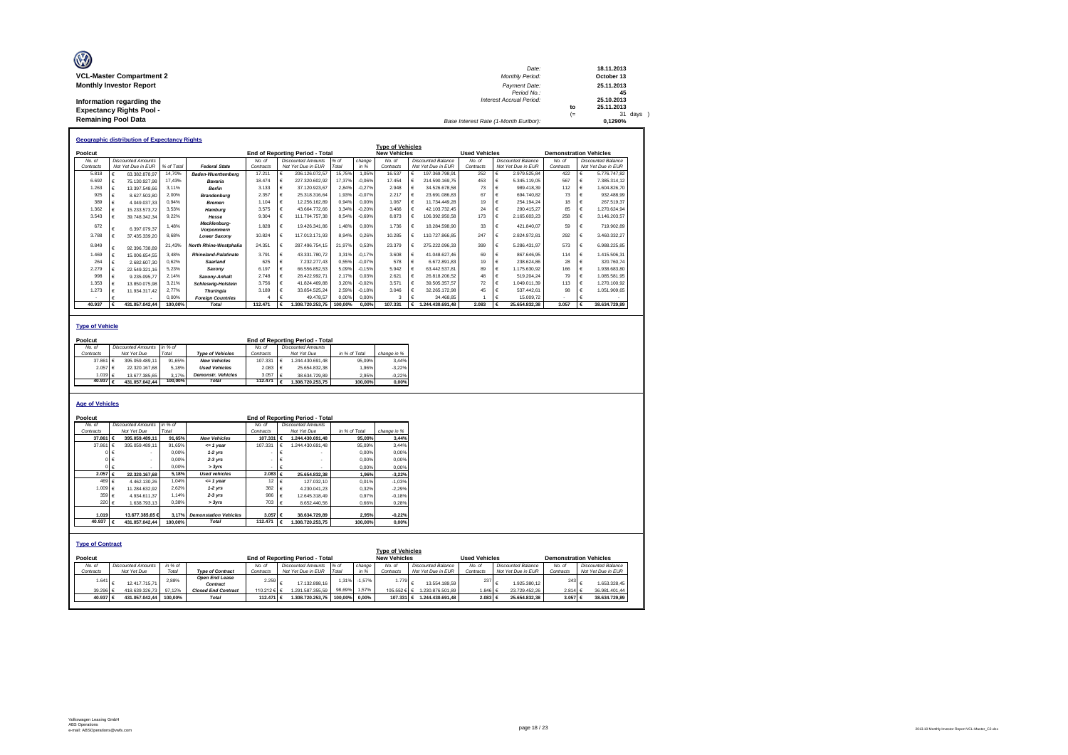**VCL-Master Compartment 2**
**Monthly Investor Report**

**Information regarding the Expectancy Rights Pool - Remaining Pool Data**

| | | | |
|---|---|---|---|
| Date: | | 18.11.2013 | |
| Monthly Period: | | October 13 | |
| Payment Date: | | 25.11.2013 | |
| Period No.: | | 45 | |
| Interest Accrual Period: | | 25.10.2013 | |
| | to | 25.11.2013 | |
| | (= | 31 | days ) |
| Base Interest Rate (1-Month Euribor): | | 0,1290% | |

## Geographic distribution of Expectancy Rights

| Poolcut | | | | End of Reporting Period - Total | | | | Type of Vehicles New Vehicles | | Used Vehicles | | Demonstration Vehicles | |
|---|---|---|---|---|---|---|---|---|---|---|---|---|---|
| No. of Contracts | Discounted Amounts Not Yet Due in EUR | % of Total | Federal State | No. of Contracts | Discounted Amounts Not Yet Due in EUR | % of Total | change in % | No. of Contracts | Discounted Balance Not Yet Due in EUR | No. of Contracts | Discounted Balance Not Yet Due in EUR | No. of Contracts | Discounted Balance Not Yet Due in EUR |
| 5.818 | € 63.382.878,97 | 14,70% | Baden-Wuerttemberg | 17.211 | € 206.126.072,57 | 15,75% | 1,05% | 16.537 | € 197.369.798,91 | 252 | € 2.979.525,84 | 422 | € 5.776.747,82 |
| 6.692 | € 75.130.927,98 | 17,43% | Bavaria | 18.474 | € 227.320.602,92 | 17,37% | -0,06% | 17.454 | € 214.590.169,75 | 453 | € 5.345.119,05 | 567 | € 7.385.314,12 |
| 1.263 | € 13.397.548,66 | 3,11% | Berlin | 3.133 | € 37.120.923,67 | 2,84% | -0,27% | 2.948 | € 34.526.678,58 | 73 | € 989.418,39 | 112 | € 1.604.826,70 |
| 925 | € 8.627.503,80 | 2,00% | Brandenburg | 2.357 | € 25.318.316,64 | 1,93% | -0,07% | 2.217 | € 23.691.086,83 | 67 | € 694.740,82 | 73 | € 932.488,99 |
| 389 | € 4.049.037,33 | 0,94% | Bremen | 1.104 | € 12.256.162,89 | 0,94% | 0,00% | 1.067 | € 11.734.449,28 | 19 | € 254.194,24 | 18 | € 267.519,37 |
| 1.362 | € 15.233.573,72 | 3,53% | Hamburg | 3.575 | € 43.664.772,66 | 3,34% | -0,20% | 3.466 | € 42.103.732,45 | 24 | € 290.415,27 | 85 | € 1.270.624,94 |
| 3.543 | € 39.748.342,34 | 9,22% | Hesse | 9.304 | € 111.704.757,38 | 8,54% | -0,69% | 8.873 | € 106.392.950,58 | 173 | € 2.165.603,23 | 258 | € 3.146.203,57 |
| 672 | € 6.397.079,37 | 1,48% | Mecklenburg-Vorpommern | 1.828 | € 19.426.341,86 | 1,48% | 0,00% | 1.736 | € 18.284.598,90 | 33 | € 421.840,07 | 59 | € 719.902,89 |
| 3.788 | € 37.435.339,20 | 8,68% | Lower Saxony | 10.824 | € 117.013.171,93 | 8,94% | 0,26% | 10.285 | € 110.727.866,85 | 247 | € 2.824.972,81 | 292 | € 3.460.332,27 |
| 8.849 | € 92.396.738,89 | 21,43% | North Rhine-Westphalia | 24.351 | € 287.496.754,15 | 21,97% | 0,53% | 23.379 | € 275.222.096,33 | 399 | € 5.286.431,97 | 573 | € 6.988.225,85 |
| 1.469 | € 15.006.654,55 | 3,48% | Rhineland-Palatinate | 3.791 | € 43.331.780,72 | 3,31% | -0,17% | 3.608 | € 41.048.627,46 | 69 | € 867.646,95 | 114 | € 1.415.506,31 |
| 264 | € 2.682.607,30 | 0,62% | Saarland | 625 | € 7.232.277,43 | 0,55% | -0,07% | 578 | € 6.672.891,83 | 19 | € 238.624,86 | 28 | € 320.760,74 |
| 2.279 | € 22.549.321,16 | 5,23% | Saxony | 6.197 | € 66.556.852,53 | 5,09% | -0,15% | 5.942 | € 63.442.537,81 | 89 | € 1.175.630,92 | 166 | € 1.938.683,80 |
| 998 | € 9.235.095,77 | 2,14% | Saxony-Anhalt | 2.748 | € 28.422.992,71 | 2,17% | 0,03% | 2.621 | € 26.818.206,52 | 48 | € 519.204,24 | 79 | € 1.085.581,95 |
| 1.353 | € 13.850.075,98 | 3,21% | Schleswig-Holstein | 3.756 | € 41.824.469,88 | 3,20% | -0,02% | 3.571 | € 39.505.357,57 | 72 | € 1.049.011,39 | 113 | € 1.270.100,92 |
| 1.273 | € 11.934.317,42 | 2,77% | Thuringia | 3.189 | € 33.854.525,24 | 2,59% | -0,18% | 3.046 | € 32.265.172,98 | 45 | € 537.442,61 | 98 | € 1.051.909,65 |
| - | € - | 0,00% | Foreign Countries | 4 | € 49.478,57 | 0,00% | 0,00% | 3 | € 34.468,85 | 1 | € 15.009,72 | - | € - |
| 40.937 | € 431.057.042,44 | 100,00% | Total | 112.471 | € 1.308.720.253,75 | 100,00% | 0,00% | 107.331 | € 1.244.430.691,48 | 2.083 | € 25.654.832,38 | 3.057 | € 38.634.729,89 |

## Type of Vehicle

| Poolcut | | | | End of Reporting Period - Total | | | |
|---|---|---|---|---|---|---|---|
| No. of Contracts | Discounted Amounts Not Yet Due | in % of Total | Type of Vehicles | No. of Contracts | Discounted Amounts Not Yet Due | in % of Total | change in % |
| 37.861 | € 395.059.489,11 | 91,65% | New Vehicles | 107.331 | € 1.244.430.691,48 | 95,09% | 3,44% |
| 2.057 | € 22.320.167,68 | 5,18% | Used Vehicles | 2.083 | € 25.654.832,38 | 1,96% | -3,22% |
| 1.019 | € 13.677.385,65 | 3,17% | Demonstr. Vehicles | 3.057 | € 38.634.729,89 | 2,95% | -0,22% |
| 40.937 | € 431.057.042,44 | 100,00% | Total | 112.471 | € 1.308.720.253,75 | 100,00% | 0,00% |

## Age of Vehicles

| Poolcut | | | | End of Reporting Period - Total | | | |
|---|---|---|---|---|---|---|---|
| No. of Contracts | Discounted Amounts Not Yet Due | in % of Total | | No. of Contracts | Discounted Amounts Not Yet Due | in % of Total | change in % |
| 37.861 | € 395.059.489,11 | 91,65% | New Vehicles | 107.331 | € 1.244.430.691,48 | 95,09% | 3,44% |
| 37.861 | € 395.059.489,11 | 91,65% | <= 1 year | 107.331 | € 1.244.430.691,48 | 95,09% | 3,44% |
| 0 | € - | 0,00% | 1-2 yrs | - | € - | 0,00% | 0,00% |
| 0 | € - | 0,00% | 2-3 yrs | - | € - | 0,00% | 0,00% |
| 0 | € - | 0,00% | > 3yrs | - | € - | 0,00% | 0,00% |
| 2.057 | € 22.320.167,68 | 5,18% | Used vehicles | 2.083 | € 25.654.832,38 | 1,96% | -3,22% |
| 469 | € 4.462.130,26 | 1,04% | <= 1 year | 12 | € 127.032,10 | 0,01% | -1,03% |
| 1.009 | € 11.284.632,92 | 2,62% | 1-2 yrs | 382 | € 4.230.041,23 | 0,32% | -2,29% |
| 359 | € 4.934.611,37 | 1,14% | 2-3 yrs | 986 | € 12.645.318,49 | 0,97% | -0,18% |
| 220 | € 1.638.793,13 | 0,38% | > 3yrs | 703 | € 8.652.440,56 | 0,66% | 0,28% |
| 1.019 | 13.677.385,65 € | 3,17% | Demonstation Vehicles | 3.057 | € 38.634.729,89 | 2,95% | -0,22% |
| 40.937 | € 431.057.042,44 | 100,00% | Total | 112.471 | € 1.308.720.253,75 | 100,00% | 0,00% |

## Type of Contract

| Poolcut | | | | End of Reporting Period - Total | | | | Type of Vehicles New Vehicles | | Used Vehicles | | Demonstration Vehicles | |
|---|---|---|---|---|---|---|---|---|---|---|---|---|---|
| No. of Contracts | Discounted Amounts Not Yet Due | in % of Total | Type of Contract | No. of Contracts | Discounted Amounts Not Yet Due in EUR | % of Total | change in % | No. of Contracts | Discounted Balance Not Yet Due in EUR | No. of Contracts | Discounted Balance Not Yet Due in EUR | No. of Contracts | Discounted Balance Not Yet Due in EUR |
| 1.641 | € 12.417.715,71 | 2,88% | Open End Lease Contract | 2.259 | € 17.132.898,16 | 1,31% | -1,57% | 1.779 | € 13.554.189,59 | 237 | € 1.925.380,12 | 243 | € 1.653.328,45 |
| 39.296 | € 418.639.326,73 | 97,12% | Closed End Contract | 110.212 | € 1.291.587.355,59 | 98,69% | 1,57% | 105.552 | € 1.230.876.501,89 | 1.846 | € 23.729.452,26 | 2.814 | € 36.981.401,44 |
| 40.937 | € 431.057.042,44 | 100,00% | Total | 112.471 | € 1.308.720.253,75 | 100,00% | 0,00% | 107.331 | € 1.244.430.691,48 | 2.083 | € 25.654.832,38 | 3.057 | € 38.634.729,89 |

Volkswagen Leasing GmbH
ABS Operations
e-mail: ABSOperations@vwfs.com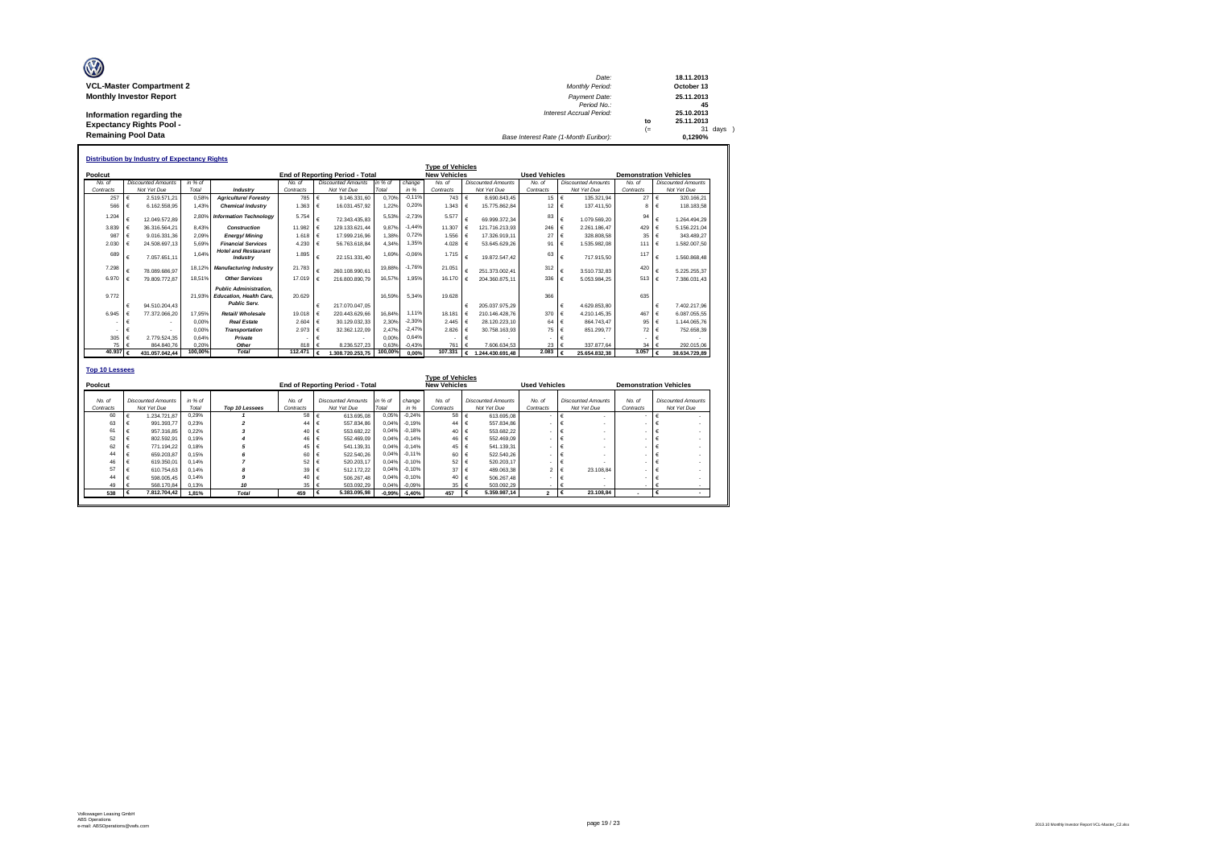**VCL-Master Compartment 2**

**Monthly Investor Report**

**Information regarding the Expectancy Rights Pool - Remaining Pool Data**

| | |
|---|---|
| Date: | 18.11.2013 |
| Monthly Period: | October 13 |
| Payment Date: | 25.11.2013 |
| Period No.: | 45 |
| Interest Accrual Period: | 25.10.2013 |
| to | 25.11.2013 |
| (= | 31 days ) |
| Base Interest Rate (1-Month Euribor): | 0,1290% |

**Distribution by Industry of Expectancy Rights**

| Poolcut | | | | End of Reporting Period - Total | | | | Type of Vehicles: New Vehicles | | Used Vehicles | | Demonstration Vehicles | |
|---|---|---|---|---|---|---|---|---|---|---|---|---|---|
| No. of Contracts | Discounted Amounts Not Yet Due | in % of Total | Industry | No. of Contracts | Discounted Amounts Not Yet Due | in % of Total | change in % | No. of Contracts | Discounted Amounts Not Yet Due | No. of Contracts | Discounted Amounts Not Yet Due | No. of Contracts | Discounted Amounts Not Yet Due |
| 257 | € 2.519.571,21 | 0,58% | Agriculture/ Forestry | 785 | € 9.146.331,60 | 0,70% | -0,11% | 743 | € 8.690.843,45 | 15 | € 135.321,94 | 27 | € 320.166,21 |
| 566 | € 6.162.558,95 | 1,43% | Chemical Industry | 1.363 | € 16.031.457,92 | 1,22% | 0,20% | 1.343 | € 15.775.862,84 | 12 | € 137.411,50 | 8 | € 118.183,58 |
| 1.204 | € 12.049.572,89 | 2,80% | Information Technology | 5.754 | € 72.343.435,83 | 5,53% | -2,73% | 5.577 | € 69.999.372,34 | 83 | € 1.079.569,20 | 94 | € 1.264.494,29 |
| 3.839 | € 36.316.564,21 | 8,43% | Construction | 11.982 | € 129.133.621,44 | 9,87% | -1,44% | 11.307 | € 121.716.213,93 | 246 | € 2.261.186,47 | 429 | € 5.156.221,04 |
| 987 | € 9.016.331,36 | 2,09% | Energy/ Mining | 1.618 | € 17.999.216,96 | 1,38% | 0,72% | 1.556 | € 17.326.919,11 | 27 | € 328.808,58 | 35 | € 343.489,27 |
| 2.030 | € 24.508.697,13 | 5,69% | Financial Services | 4.230 | € 56.763.618,84 | 4,34% | 1,35% | 4.028 | € 53.645.629,26 | 91 | € 1.535.982,08 | 111 | € 1.582.007,50 |
| 689 | € 7.057.651,11 | 1,64% | Hotel and Restaurant Industry | 1.895 | € 22.151.331,40 | 1,69% | -0,06% | 1.715 | € 19.872.547,42 | 63 | € 717.915,50 | 117 | € 1.560.868,48 |
| 7.298 | € 78.089.686,97 | 18,12% | Manufacturing Industry | 21.783 | € 260.108.990,61 | 19,88% | -1,76% | 21.051 | € 251.373.002,41 | 312 | € 3.510.732,83 | 420 | € 5.225.255,37 |
| 6.970 | € 79.809.772,87 | 18,51% | Other Services | 17.019 | € 216.800.890,79 | 16,57% | 1,95% | 16.170 | € 204.360.875,11 | 336 | € 5.053.984,25 | 513 | € 7.386.031,43 |
| 9.772 | € 94.510.204,43 | 21,93% | Public Administration, Education, Health Care, Public Serv. | 20.629 | € 217.070.047,05 | 16,59% | 5,34% | 19.628 | € 205.037.975,29 | 366 | € 4.629.853,80 | 635 | € 7.402.217,96 |
| 6.945 | € 77.372.066,20 | 17,95% | Retail/ Wholesale | 19.018 | € 220.443.629,66 | 16,84% | 1,11% | 18.181 | € 210.146.428,76 | 370 | € 4.210.145,35 | 467 | € 6.087.055,55 |
| - | € - | 0,00% | Real Estate | 2.604 | € 30.129.032,33 | 2,30% | -2,30% | 2.445 | € 28.120.223,10 | 64 | € 864.743,47 | 95 | € 1.144.065,76 |
| - | € - | 0,00% | Transportation | 2.973 | € 32.362.122,09 | 2,47% | -2,47% | 2.826 | € 30.758.163,93 | 75 | € 851.299,77 | 72 | € 752.658,39 |
| 305 | € 2.779.524,35 | 0,64% | Private | - | € - | 0,00% | 0,64% | - | € - | - | € - | - | € - |
| 75 | € 864.840,76 | 0,20% | Other | 818 | € 8.236.527,23 | 0,63% | -0,43% | 761 | € 7.606.634,53 | 23 | € 337.877,64 | 34 | € 292.015,06 |
| 40.937 | € 431.057.042,44 | 100,00% | Total | 112.471 | € 1.308.720.253,75 | 100,00% | 0,00% | 107.331 | € 1.244.430.691,48 | 2.083 | € 25.654.832,38 | 3.057 | € 38.634.729,89 |

**Top 10 Lessees**

| Poolcut | | | | End of Reporting Period - Total | | | | Type of Vehicles: New Vehicles | | Used Vehicles | | Demonstration Vehicles | |
|---|---|---|---|---|---|---|---|---|---|---|---|---|---|
| No. of Contracts | Discounted Amounts Not Yet Due | in % of Total | Top 10 Lessees | No. of Contracts | Discounted Amounts Not Yet Due | in % of Total | change in % | No. of Contracts | Discounted Amounts Not Yet Due | No. of Contracts | Discounted Amounts Not Yet Due | No. of Contracts | Discounted Amounts Not Yet Due |
| 60 | € 1.234.721,87 | 0,29% | 1 | 58 | € 613.695,08 | 0,05% | -0,24% | 58 | € 613.695,08 | - | € - | - | € - |
| 63 | € 991.393,77 | 0,23% | 2 | 44 | € 557.834,86 | 0,04% | -0,19% | 44 | € 557.834,86 | - | € - | - | € - |
| 61 | € 957.316,85 | 0,22% | 3 | 40 | € 553.682,22 | 0,04% | -0,18% | 40 | € 553.682,22 | - | € - | - | € - |
| 52 | € 802.592,91 | 0,19% | 4 | 46 | € 552.469,09 | 0,04% | -0,14% | 46 | € 552.469,09 | - | € - | - | € - |
| 62 | € 771.194,22 | 0,18% | 5 | 45 | € 541.139,31 | 0,04% | -0,14% | 45 | € 541.139,31 | - | € - | - | € - |
| 44 | € 659.203,87 | 0,15% | 6 | 60 | € 522.540,26 | 0,04% | -0,11% | 60 | € 522.540,26 | - | € - | - | € - |
| 46 | € 619.350,01 | 0,14% | 7 | 52 | € 520.203,17 | 0,04% | -0,10% | 52 | € 520.203,17 | - | € - | - | € - |
| 57 | € 610.754,63 | 0,14% | 8 | 39 | € 512.172,22 | 0,04% | -0,10% | 37 | € 489.063,38 | 2 | € 23.108,84 | - | € - |
| 44 | € 598.005,45 | 0,14% | 9 | 40 | € 506.267,48 | 0,04% | -0,10% | 40 | € 506.267,48 | - | € - | - | € - |
| 49 | € 568.170,84 | 0,13% | 10 | 35 | € 503.092,29 | 0,04% | -0,09% | 35 | € 503.092,29 | - | € - | - | € - |
| 538 | € 7.812.704,42 | 1,81% | Total | 459 | € 5.383.095,98 | -0,99% | -1,40% | 457 | € 5.359.987,14 | 2 | € 23.108,84 | - | € - |

Volkswagen Leasing GmbH
ABS Operations
e-mail: ABSOperations@vwfs.com

2013.10 Monthly Investor Report VCL-Master_C2.xlsx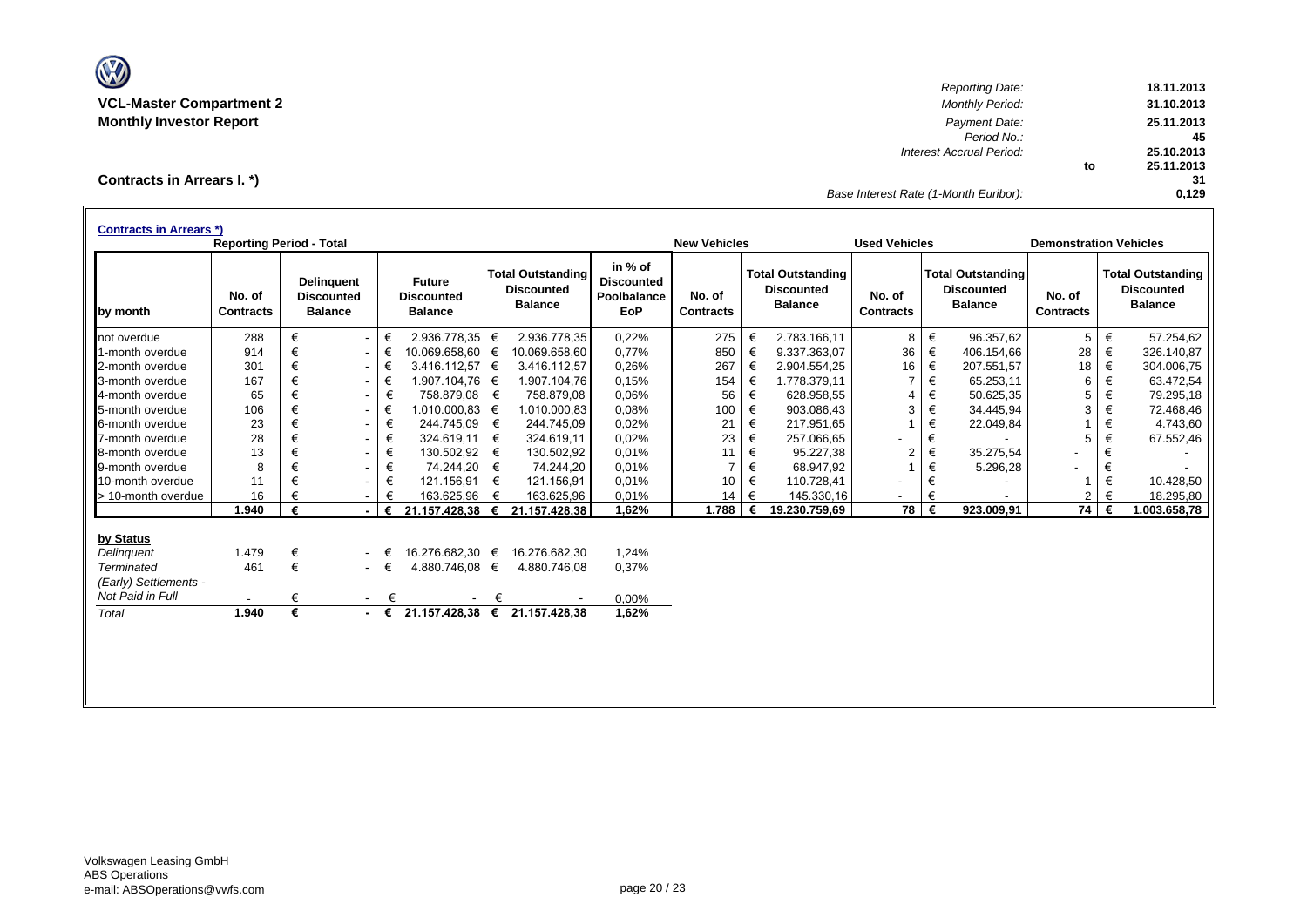**VCL-Master Compartment 2**
**Monthly Investor Report**

| | |
|---|---|
| *Reporting Date:* | 18.11.2013 |
| *Monthly Period:* | 31.10.2013 |
| *Payment Date:* | 25.11.2013 |
| *Period No.:* | 45 |
| *Interest Accrual Period:* | 25.10.2013 |
| to | 25.11.2013 |
| | 31 |
| *Base Interest Rate (1-Month Euribor):* | 0,129 |

## Contracts in Arrears I. *)

**Contracts in Arrears *)**

| | Reporting Period - Total | | | | | New Vehicles | | Used Vehicles | | Demonstration Vehicles | |
|---|---|---|---|---|---|---|---|---|---|---|---|
| **by month** | **No. of Contracts** | **Delinquent Discounted Balance** | **Future Discounted Balance** | **Total Outstanding Discounted Balance** | **in % of Discounted Poolbalance EoP** | **No. of Contracts** | **Total Outstanding Discounted Balance** | **No. of Contracts** | **Total Outstanding Discounted Balance** | **No. of Contracts** | **Total Outstanding Discounted Balance** |
| not overdue | 288 | € - | € 2.936.778,35 | € 2.936.778,35 | 0,22% | 275 | € 2.783.166,11 | 8 | € 96.357,62 | 5 | € 57.254,62 |
| 1-month overdue | 914 | € - | € 10.069.658,60 | € 10.069.658,60 | 0,77% | 850 | € 9.337.363,07 | 36 | € 406.154,66 | 28 | € 326.140,87 |
| 2-month overdue | 301 | € - | € 3.416.112,57 | € 3.416.112,57 | 0,26% | 267 | € 2.904.554,25 | 16 | € 207.551,57 | 18 | € 304.006,75 |
| 3-month overdue | 167 | € - | € 1.907.104,76 | € 1.907.104,76 | 0,15% | 154 | € 1.778.379,11 | 7 | € 65.253,11 | 6 | € 63.472,54 |
| 4-month overdue | 65 | € - | € 758.879,08 | € 758.879,08 | 0,06% | 56 | € 628.958,55 | 4 | € 50.625,35 | 5 | € 79.295,18 |
| 5-month overdue | 106 | € - | € 1.010.000,83 | € 1.010.000,83 | 0,08% | 100 | € 903.086,43 | 3 | € 34.445,94 | 3 | € 72.468,46 |
| 6-month overdue | 23 | € - | € 244.745,09 | € 244.745,09 | 0,02% | 21 | € 217.951,65 | 1 | € 22.049,84 | 1 | € 4.743,60 |
| 7-month overdue | 28 | € - | € 324.619,11 | € 324.619,11 | 0,02% | 23 | € 257.066,65 | - | € - | 5 | € 67.552,46 |
| 8-month overdue | 13 | € - | € 130.502,92 | € 130.502,92 | 0,01% | 11 | € 95.227,38 | 2 | € 35.275,54 | - | € - |
| 9-month overdue | 8 | € - | € 74.244,20 | € 74.244,20 | 0,01% | 7 | € 68.947,92 | 1 | € 5.296,28 | - | € - |
| 10-month overdue | 11 | € - | € 121.156,91 | € 121.156,91 | 0,01% | 10 | € 110.728,41 | - | € - | 1 | € 10.428,50 |
| > 10-month overdue | 16 | € - | € 163.625,96 | € 163.625,96 | 0,01% | 14 | € 145.330,16 | - | € - | 2 | € 18.295,80 |
| | **1.940** | **€ -** | **€ 21.157.428,38** | **€ 21.157.428,38** | **1,62%** | **1.788** | **€ 19.230.759,69** | **78** | **€ 923.009,91** | **74** | **€ 1.003.658,78** |

| **by Status** | | | | | |
|---|---|---|---|---|---|
| *Delinquent* | 1.479 | € - | € 16.276.682,30 | € 16.276.682,30 | 1,24% |
| *Terminated* | 461 | € - | € 4.880.746,08 | € 4.880.746,08 | 0,37% |
| *(Early) Settlements - Not Paid in Full* | - | € - | € - | € - | 0,00% |
| *Total* | **1.940** | **€ -** | **€ 21.157.428,38** | **€ 21.157.428,38** | **1,62%** |

Volkswagen Leasing GmbH
ABS Operations
e-mail: ABSOperations@vwfs.com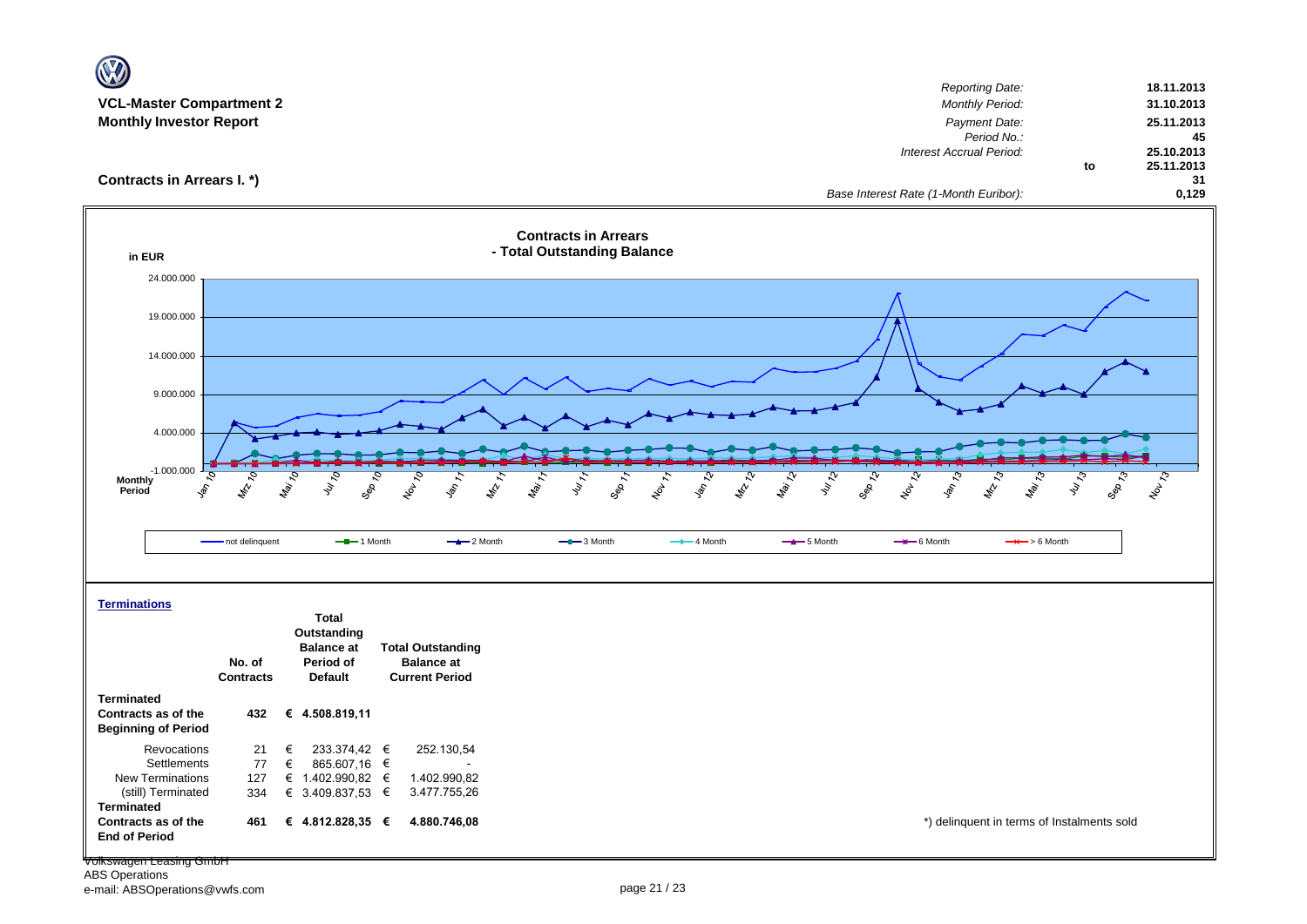**VCL-Master Compartment 2**
**Monthly Investor Report**

| | | |
|---|---|---|
| *Reporting Date:* | | **18.11.2013** |
| *Monthly Period:* | | **31.10.2013** |
| *Payment Date:* | | **25.11.2013** |
| *Period No.:* | | **45** |
| *Interest Accrual Period:* | | **25.10.2013** |
| | **to** | **25.11.2013** |
| | | **31** |
| *Base Interest Rate (1-Month Euribor):* | | **0,129** |

## Contracts in Arrears I. *)

**Contracts in Arrears**
**- Total Outstanding Balance**

in EUR

24.000.000
19.000.000
14.000.000
9.000.000
4.000.000
-1.000.000

Monthly Period

Jan 10, Mrz 10, Mai 10, Jul 10, Sep 10, Nov 10, Jan 11, Mrz 11, Mai 11, Jul 11, Sep 11, Nov 11, Jan 12, Mrz 12, Mai 12, Jul 12, Sep 12, Nov 12, Jan 13, Mrz 13, Mai 13, Jul 13, Sep 13, Nov 13

not delinquent, 1 Month, 2 Month, 3 Month, 4 Month, 5 Month, 6 Month, > 6 Month

### Terminations

| | No. of Contracts | Total Outstanding Balance at Period of Default | Total Outstanding Balance at Current Period |
|---|---|---|---|
| **Terminated Contracts as of the Beginning of Period** | **432** | **€ 4.508.819,11** | |
| Revocations | 21 | € 233.374,42 | € 252.130,54 |
| Settlements | 77 | € 865.607,16 | € - |
| New Terminations | 127 | € 1.402.990,82 | € 1.402.990,82 |
| (still) Terminated | 334 | € 3.409.837,53 | € 3.477.755,26 |
| **Terminated Contracts as of the End of Period** | **461** | **€ 4.812.828,35** | **€ 4.880.746,08** |

*) delinquent in terms of Instalments sold

Volkswagen Leasing GmbH
ABS Operations
e-mail: ABSOperations@vwfs.com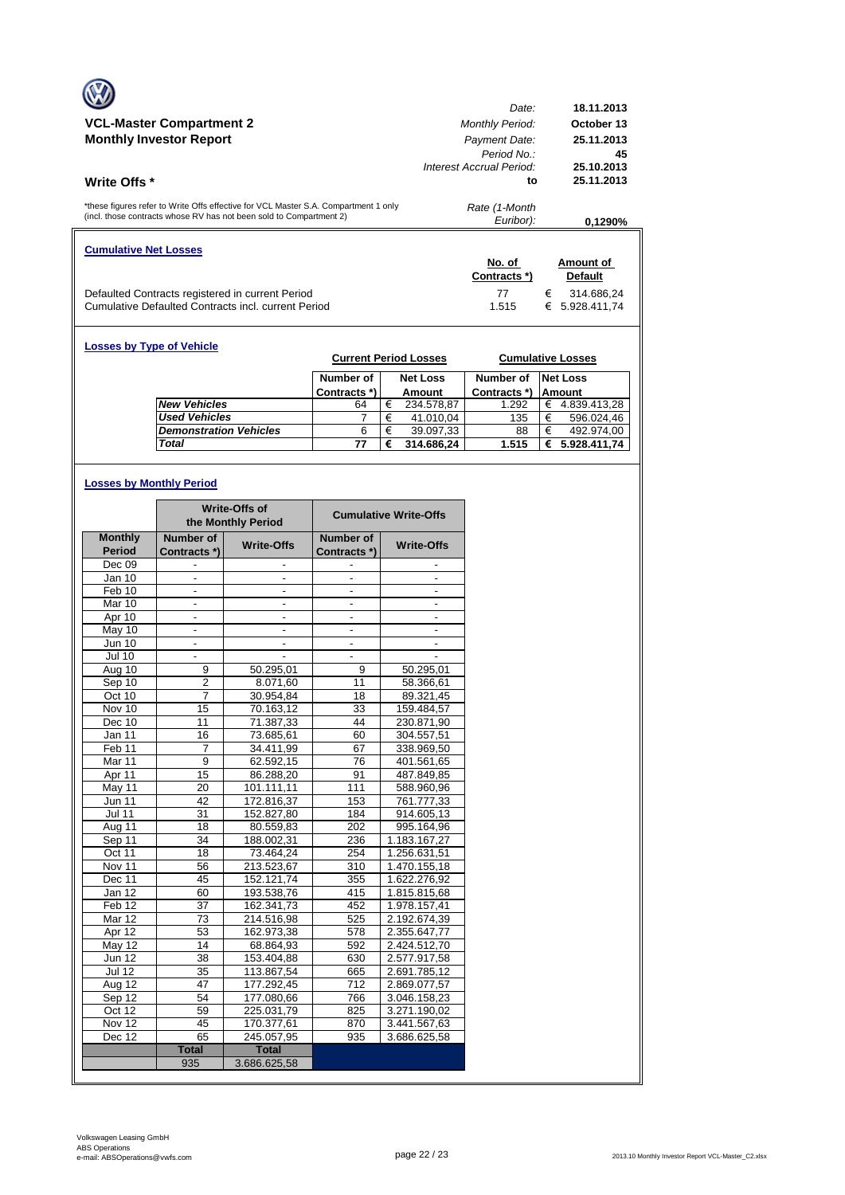## VCL-Master Compartment 2
## Monthly Investor Report

| | |
|---|---|
| *Date:* | **18.11.2013** |
| *Monthly Period:* | **October 13** |
| *Payment Date:* | **25.11.2013** |
| *Period No.:* | **45** |
| *Interest Accrual Period:* | **25.10.2013** |
| **to** | **25.11.2013** |
| *Rate (1-Month Euribor):* | **0,1290%** |

### Write Offs *

*these figures refer to Write Offs effective for VCL Master S.A. Compartment 1 only (incl. those contracts whose RV has not been sold to Compartment 2)

**Cumulative Net Losses**

| | No. of Contracts *) | Amount of Default |
|---|---|---|
| Defaulted Contracts registered in current Period | 77 | € 314.686,24 |
| Cumulative Defaulted Contracts incl. current Period | 1.515 | € 5.928.411,74 |

**Losses by Type of Vehicle**

| | Current Period Losses | | Cumulative Losses | |
|---|---|---|---|---|
| | Number of Contracts *) | Net Loss Amount | Number of Contracts *) | Net Loss Amount |
| *New Vehicles* | 64 | € 234.578,87 | 1.292 | € 4.839.413,28 |
| *Used Vehicles* | 7 | € 41.010,04 | 135 | € 596.024,46 |
| *Demonstration Vehicles* | 6 | € 39.097,33 | 88 | € 492.974,00 |
| ***Total*** | **77** | **€ 314.686,24** | **1.515** | **€ 5.928.411,74** |

**Losses by Monthly Period**

| | Write-Offs of the Monthly Period | | Cumulative Write-Offs | |
|---|---|---|---|---|
| Monthly Period | Number of Contracts *) | Write-Offs | Number of Contracts *) | Write-Offs |
| Dec 09 | - | - | - | - |
| Jan 10 | - | - | - | - |
| Feb 10 | - | - | - | - |
| Mar 10 | - | - | - | - |
| Apr 10 | - | - | - | - |
| May 10 | - | - | - | - |
| Jun 10 | - | - | - | - |
| Jul 10 | - | - | - | - |
| Aug 10 | 9 | 50.295,01 | 9 | 50.295,01 |
| Sep 10 | 2 | 8.071,60 | 11 | 58.366,61 |
| Oct 10 | 7 | 30.954,84 | 18 | 89.321,45 |
| Nov 10 | 15 | 70.163,12 | 33 | 159.484,57 |
| Dec 10 | 11 | 71.387,33 | 44 | 230.871,90 |
| Jan 11 | 16 | 73.685,61 | 60 | 304.557,51 |
| Feb 11 | 7 | 34.411,99 | 67 | 338.969,50 |
| Mar 11 | 9 | 62.592,15 | 76 | 401.561,65 |
| Apr 11 | 15 | 86.288,20 | 91 | 487.849,85 |
| May 11 | 20 | 101.111,11 | 111 | 588.960,96 |
| Jun 11 | 42 | 172.816,37 | 153 | 761.777,33 |
| Jul 11 | 31 | 152.827,80 | 184 | 914.605,13 |
| Aug 11 | 18 | 80.559,83 | 202 | 995.164,96 |
| Sep 11 | 34 | 188.002,31 | 236 | 1.183.167,27 |
| Oct 11 | 18 | 73.464,24 | 254 | 1.256.631,51 |
| Nov 11 | 56 | 213.523,67 | 310 | 1.470.155,18 |
| Dec 11 | 45 | 152.121,74 | 355 | 1.622.276,92 |
| Jan 12 | 60 | 193.538,76 | 415 | 1.815.815,68 |
| Feb 12 | 37 | 162.341,73 | 452 | 1.978.157,41 |
| Mar 12 | 73 | 214.516,98 | 525 | 2.192.674,39 |
| Apr 12 | 53 | 162.973,38 | 578 | 2.355.647,77 |
| May 12 | 14 | 68.864,93 | 592 | 2.424.512,70 |
| Jun 12 | 38 | 153.404,88 | 630 | 2.577.917,58 |
| Jul 12 | 35 | 113.867,54 | 665 | 2.691.785,12 |
| Aug 12 | 47 | 177.292,45 | 712 | 2.869.077,57 |
| Sep 12 | 54 | 177.080,66 | 766 | 3.046.158,23 |
| Oct 12 | 59 | 225.031,79 | 825 | 3.271.190,02 |
| Nov 12 | 45 | 170.377,61 | 870 | 3.441.567,63 |
| Dec 12 | 65 | 245.057,95 | 935 | 3.686.625,58 |
| | **Total** | **Total** | | |
| | 935 | 3.686.625,58 | | |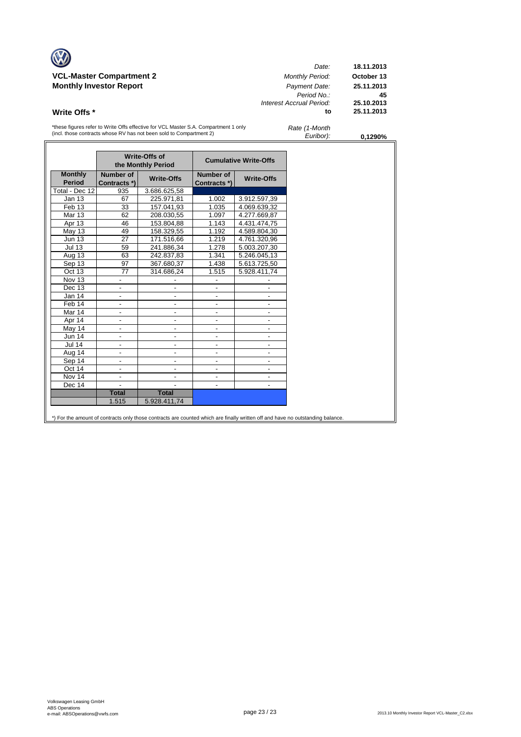**VCL-Master Compartment 2**
**Monthly Investor Report**

| | |
|---|---|
| *Date:* | **18.11.2013** |
| *Monthly Period:* | **October 13** |
| *Payment Date:* | **25.11.2013** |
| *Period No.:* | **45** |
| *Interest Accrual Period:* | **25.10.2013** |
| **to** | **25.11.2013** |

## Write Offs *

*these figures refer to Write Offs effective for VCL Master S.A. Compartment 1 only (incl. those contracts whose RV has not been sold to Compartment 2)

*Rate (1-Month Euribor):* **0,1290%**

| | Write-Offs of the Monthly Period | | Cumulative Write-Offs | |
|---|---|---|---|---|
| **Monthly Period** | **Number of Contracts *)** | **Write-Offs** | **Number of Contracts *)** | **Write-Offs** |
| Total - Dec 12 | 935 | 3.686.625,58 | | |
| Jan 13 | 67 | 225.971,81 | 1.002 | 3.912.597,39 |
| Feb 13 | 33 | 157.041,93 | 1.035 | 4.069.639,32 |
| Mar 13 | 62 | 208.030,55 | 1.097 | 4.277.669,87 |
| Apr 13 | 46 | 153.804,88 | 1.143 | 4.431.474,75 |
| May 13 | 49 | 158.329,55 | 1.192 | 4.589.804,30 |
| Jun 13 | 27 | 171.516,66 | 1.219 | 4.761.320,96 |
| Jul 13 | 59 | 241.886,34 | 1.278 | 5.003.207,30 |
| Aug 13 | 63 | 242.837,83 | 1.341 | 5.246.045,13 |
| Sep 13 | 97 | 367.680,37 | 1.438 | 5.613.725,50 |
| Oct 13 | 77 | 314.686,24 | 1.515 | 5.928.411,74 |
| Nov 13 | - | - | - | - |
| Dec 13 | - | - | - | - |
| Jan 14 | - | - | - | - |
| Feb 14 | - | - | - | - |
| Mar 14 | - | - | - | - |
| Apr 14 | - | - | - | - |
| May 14 | - | - | - | - |
| Jun 14 | - | - | - | - |
| Jul 14 | - | - | - | - |
| Aug 14 | - | - | - | - |
| Sep 14 | - | - | - | - |
| Oct 14 | - | - | - | - |
| Nov 14 | - | - | - | - |
| Dec 14 | - | - | - | - |
| | **Total** | **Total** | | |
| | 1.515 | 5.928.411,74 | | |

*) For the amount of contracts only those contracts are counted which are finally written off and have no outstanding balance.

Volkswagen Leasing GmbH
ABS Operations
e-mail: ABSOperations@vwfs.com

2013.10 Monthly Investor Report VCL-Master_C2.xlsx